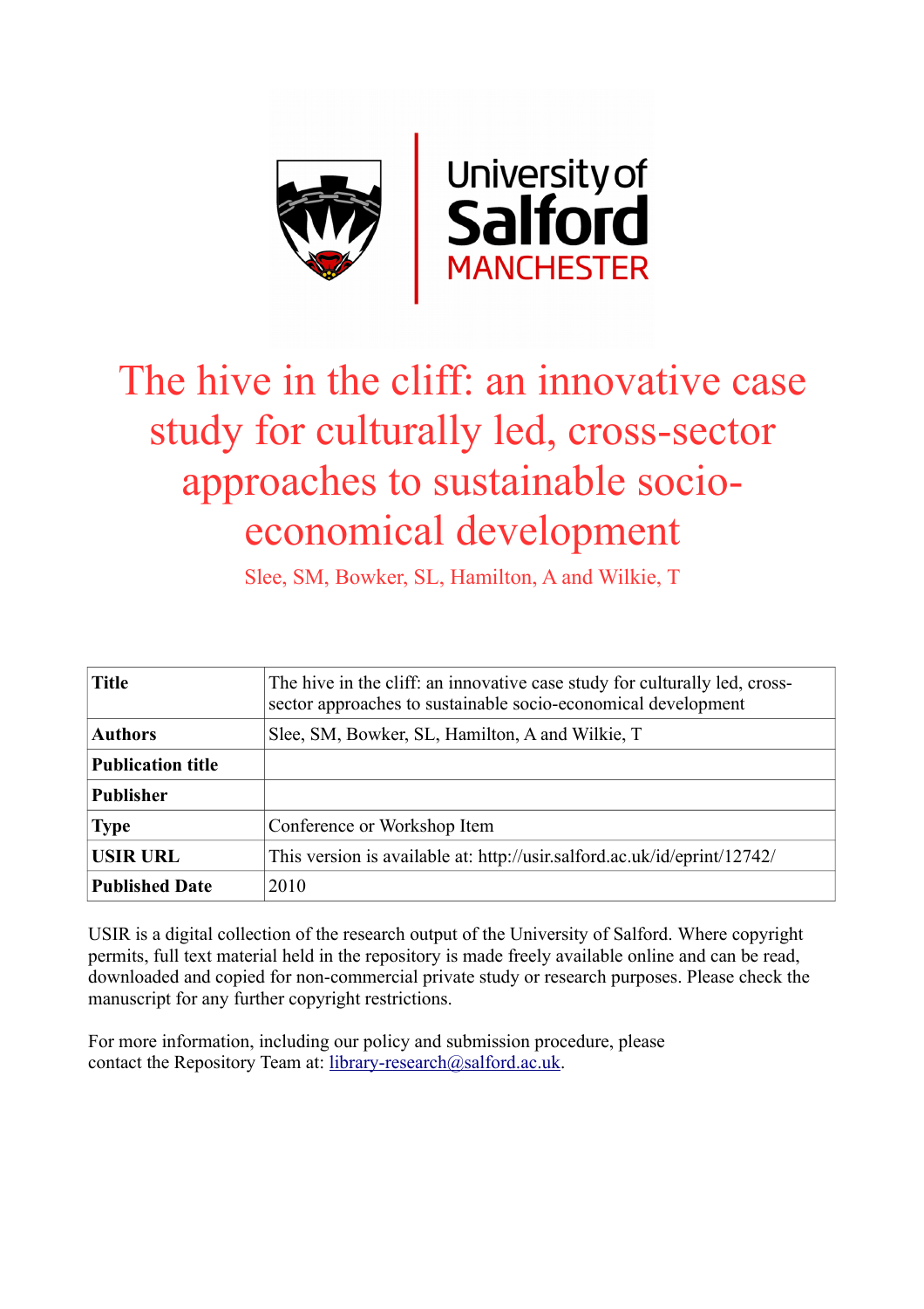# The hive in the cliff: an innovative case study for culturally led, cross-sector approaches to sustainable socio-economical development

Slee, SM, Bowker, SL, Hamilton, A and Wilkie, T

| Title | The hive in the cliff: an innovative case study for culturally led, cross-sector approaches to sustainable socio-economical development |
|---|---|
| Authors | Slee, SM, Bowker, SL, Hamilton, A and Wilkie, T |
| Publication title | |
| Publisher | |
| Type | Conference or Workshop Item |
| USIR URL | This version is available at: http://usir.salford.ac.uk/id/eprint/12742/ |
| Published Date | 2010 |

USIR is a digital collection of the research output of the University of Salford. Where copyright permits, full text material held in the repository is made freely available online and can be read, downloaded and copied for non-commercial private study or research purposes. Please check the manuscript for any further copyright restrictions.

For more information, including our policy and submission procedure, please contact the Repository Team at: library-research@salford.ac.uk.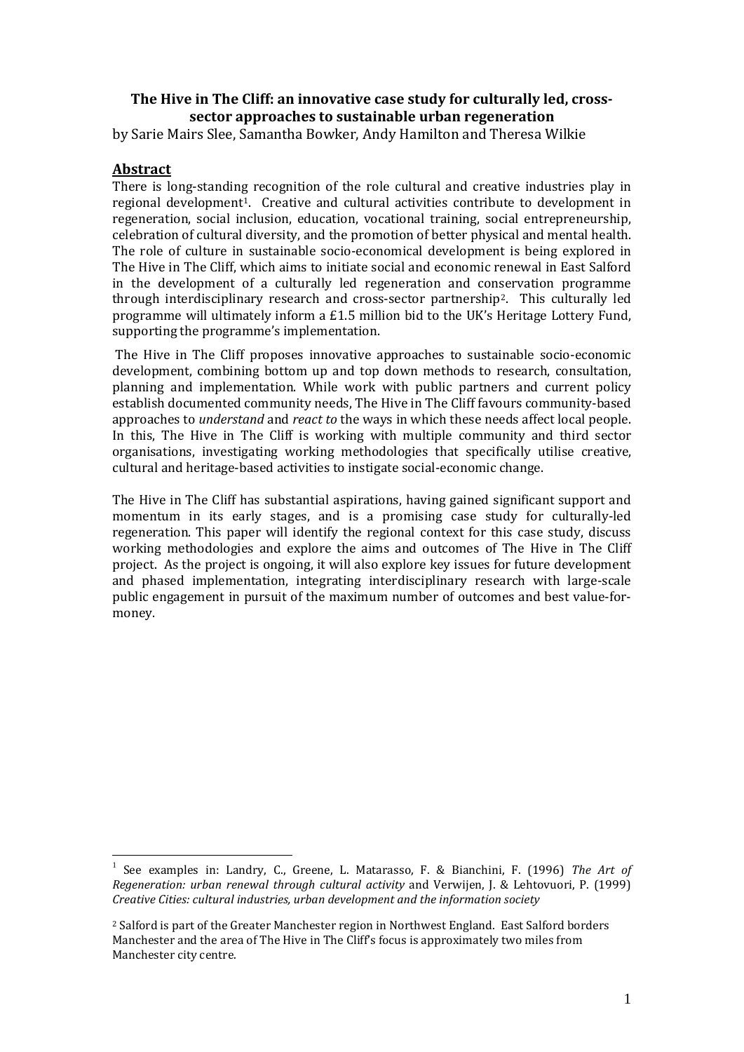**The Hive in The Cliff: an innovative case study for culturally led, cross-sector approaches to sustainable urban regeneration**

by Sarie Mairs Slee, Samantha Bowker, Andy Hamilton and Theresa Wilkie

## Abstract

There is long-standing recognition of the role cultural and creative industries play in regional development[1]. Creative and cultural activities contribute to development in regeneration, social inclusion, education, vocational training, social entrepreneurship, celebration of cultural diversity, and the promotion of better physical and mental health. The role of culture in sustainable socio-economical development is being explored in The Hive in The Cliff, which aims to initiate social and economic renewal in East Salford in the development of a culturally led regeneration and conservation programme through interdisciplinary research and cross-sector partnership[2]. This culturally led programme will ultimately inform a £1.5 million bid to the UK's Heritage Lottery Fund, supporting the programme's implementation.

The Hive in The Cliff proposes innovative approaches to sustainable socio-economic development, combining bottom up and top down methods to research, consultation, planning and implementation. While work with public partners and current policy establish documented community needs, The Hive in The Cliff favours community-based approaches to *understand* and *react to* the ways in which these needs affect local people. In this, The Hive in The Cliff is working with multiple community and third sector organisations, investigating working methodologies that specifically utilise creative, cultural and heritage-based activities to instigate social-economic change.

The Hive in The Cliff has substantial aspirations, having gained significant support and momentum in its early stages, and is a promising case study for culturally-led regeneration. This paper will identify the regional context for this case study, discuss working methodologies and explore the aims and outcomes of The Hive in The Cliff project. As the project is ongoing, it will also explore key issues for future development and phased implementation, integrating interdisciplinary research with large-scale public engagement in pursuit of the maximum number of outcomes and best value-for-money.

---

[1] See examples in: Landry, C., Greene, L. Matarasso, F. & Bianchini, F. (1996) *The Art of Regeneration: urban renewal through cultural activity* and Verwijen, J. & Lehtovuori, P. (1999) *Creative Cities: cultural industries, urban development and the information society*

[2] Salford is part of the Greater Manchester region in Northwest England. East Salford borders Manchester and the area of The Hive in The Cliff's focus is approximately two miles from Manchester city centre.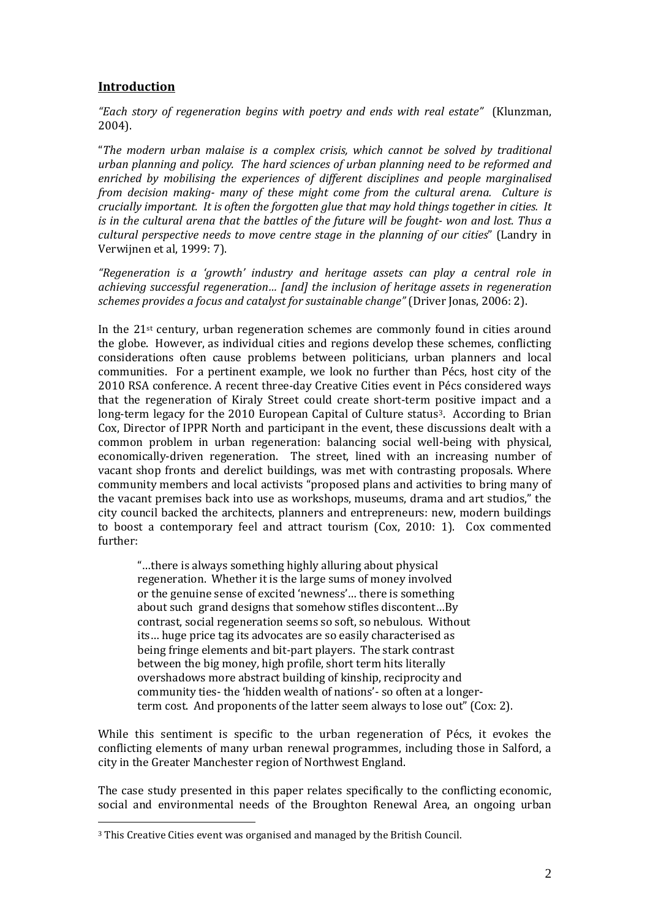## Introduction

*"Each story of regeneration begins with poetry and ends with real estate"* (Klunzman, 2004).

"*The modern urban malaise is a complex crisis, which cannot be solved by traditional urban planning and policy. The hard sciences of urban planning need to be reformed and enriched by mobilising the experiences of different disciplines and people marginalised from decision making- many of these might come from the cultural arena. Culture is crucially important. It is often the forgotten glue that may hold things together in cities. It is in the cultural arena that the battles of the future will be fought- won and lost. Thus a cultural perspective needs to move centre stage in the planning of our cities*" (Landry in Verwijnen et al, 1999: 7).

*"Regeneration is a 'growth' industry and heritage assets can play a central role in achieving successful regeneration… [and] the inclusion of heritage assets in regeneration schemes provides a focus and catalyst for sustainable change"* (Driver Jonas, 2006: 2).

In the 21st century, urban regeneration schemes are commonly found in cities around the globe. However, as individual cities and regions develop these schemes, conflicting considerations often cause problems between politicians, urban planners and local communities. For a pertinent example, we look no further than Pécs, host city of the 2010 RSA conference. A recent three-day Creative Cities event in Pécs considered ways that the regeneration of Kiraly Street could create short-term positive impact and a long-term legacy for the 2010 European Capital of Culture status[3]. According to Brian Cox, Director of IPPR North and participant in the event, these discussions dealt with a common problem in urban regeneration: balancing social well-being with physical, economically-driven regeneration. The street, lined with an increasing number of vacant shop fronts and derelict buildings, was met with contrasting proposals. Where community members and local activists "proposed plans and activities to bring many of the vacant premises back into use as workshops, museums, drama and art studios," the city council backed the architects, planners and entrepreneurs: new, modern buildings to boost a contemporary feel and attract tourism (Cox, 2010: 1). Cox commented further:

> "…there is always something highly alluring about physical regeneration. Whether it is the large sums of money involved or the genuine sense of excited 'newness'… there is something about such grand designs that somehow stifles discontent…By contrast, social regeneration seems so soft, so nebulous. Without its… huge price tag its advocates are so easily characterised as being fringe elements and bit-part players. The stark contrast between the big money, high profile, short term hits literally overshadows more abstract building of kinship, reciprocity and community ties- the 'hidden wealth of nations'- so often at a longer-term cost. And proponents of the latter seem always to lose out" (Cox: 2).

While this sentiment is specific to the urban regeneration of Pécs, it evokes the conflicting elements of many urban renewal programmes, including those in Salford, a city in the Greater Manchester region of Northwest England.

The case study presented in this paper relates specifically to the conflicting economic, social and environmental needs of the Broughton Renewal Area, an ongoing urban

[3] This Creative Cities event was organised and managed by the British Council.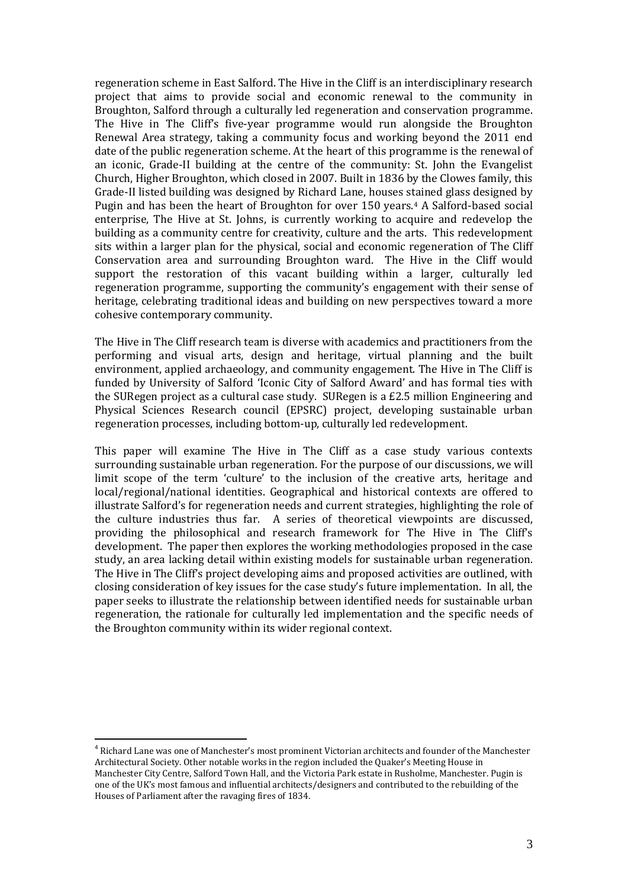regeneration scheme in East Salford. The Hive in the Cliff is an interdisciplinary research project that aims to provide social and economic renewal to the community in Broughton, Salford through a culturally led regeneration and conservation programme. The Hive in The Cliff's five-year programme would run alongside the Broughton Renewal Area strategy, taking a community focus and working beyond the 2011 end date of the public regeneration scheme. At the heart of this programme is the renewal of an iconic, Grade-II building at the centre of the community: St. John the Evangelist Church, Higher Broughton, which closed in 2007. Built in 1836 by the Clowes family, this Grade-II listed building was designed by Richard Lane, houses stained glass designed by Pugin and has been the heart of Broughton for over 150 years.[4] A Salford-based social enterprise, The Hive at St. Johns, is currently working to acquire and redevelop the building as a community centre for creativity, culture and the arts. This redevelopment sits within a larger plan for the physical, social and economic regeneration of The Cliff Conservation area and surrounding Broughton ward. The Hive in the Cliff would support the restoration of this vacant building within a larger, culturally led regeneration programme, supporting the community's engagement with their sense of heritage, celebrating traditional ideas and building on new perspectives toward a more cohesive contemporary community.

The Hive in The Cliff research team is diverse with academics and practitioners from the performing and visual arts, design and heritage, virtual planning and the built environment, applied archaeology, and community engagement. The Hive in The Cliff is funded by University of Salford 'Iconic City of Salford Award' and has formal ties with the SURegen project as a cultural case study. SURegen is a £2.5 million Engineering and Physical Sciences Research council (EPSRC) project, developing sustainable urban regeneration processes, including bottom-up, culturally led redevelopment.

This paper will examine The Hive in The Cliff as a case study various contexts surrounding sustainable urban regeneration. For the purpose of our discussions, we will limit scope of the term 'culture' to the inclusion of the creative arts, heritage and local/regional/national identities. Geographical and historical contexts are offered to illustrate Salford's for regeneration needs and current strategies, highlighting the role of the culture industries thus far. A series of theoretical viewpoints are discussed, providing the philosophical and research framework for The Hive in The Cliff's development. The paper then explores the working methodologies proposed in the case study, an area lacking detail within existing models for sustainable urban regeneration. The Hive in The Cliff's project developing aims and proposed activities are outlined, with closing consideration of key issues for the case study's future implementation. In all, the paper seeks to illustrate the relationship between identified needs for sustainable urban regeneration, the rationale for culturally led implementation and the specific needs of the Broughton community within its wider regional context.

---

[4] Richard Lane was one of Manchester's most prominent Victorian architects and founder of the Manchester Architectural Society. Other notable works in the region included the Quaker's Meeting House in Manchester City Centre, Salford Town Hall, and the Victoria Park estate in Rusholme, Manchester. Pugin is one of the UK's most famous and influential architects/designers and contributed to the rebuilding of the Houses of Parliament after the ravaging fires of 1834.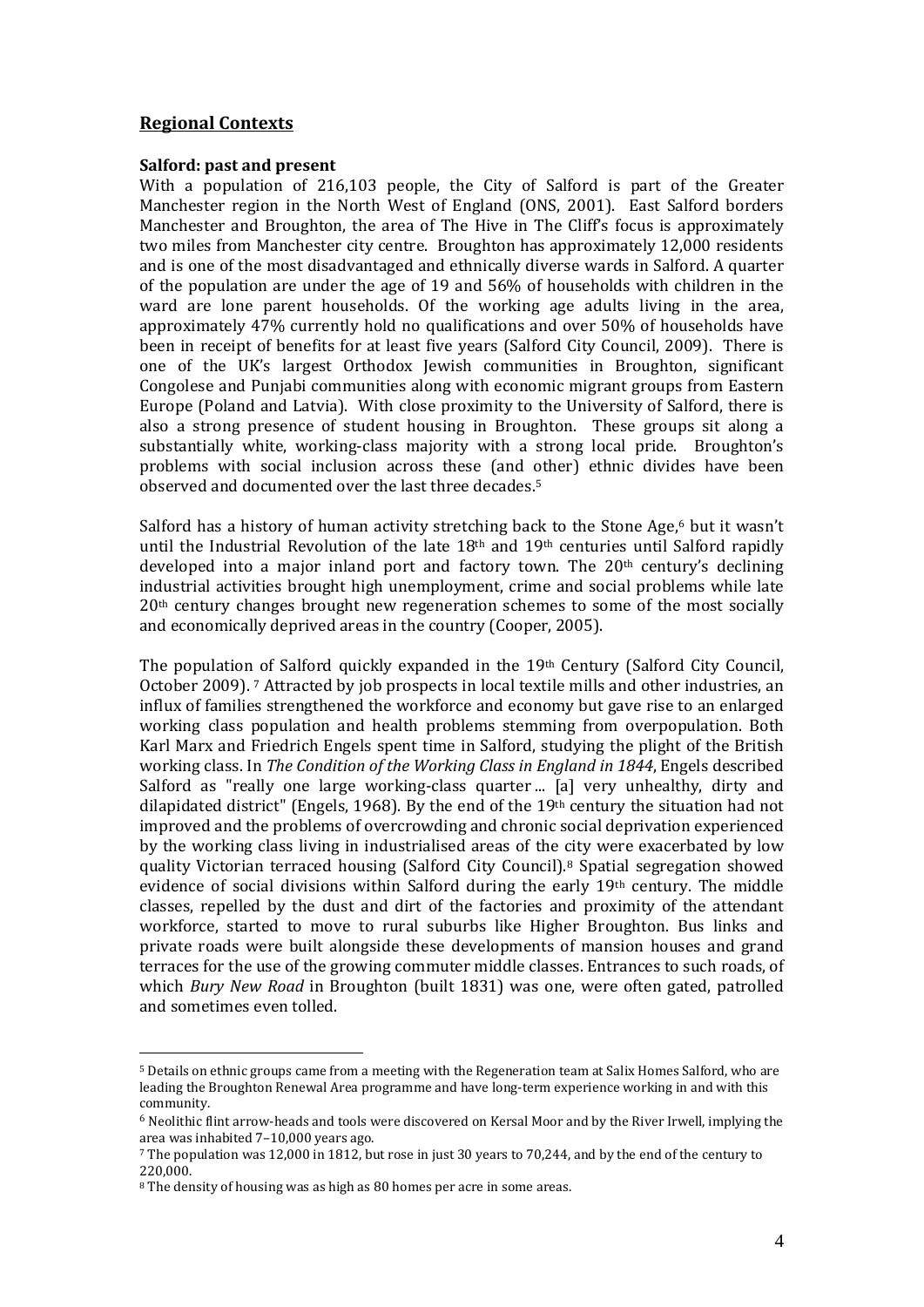## Regional Contexts

**Salford: past and present**

With a population of 216,103 people, the City of Salford is part of the Greater Manchester region in the North West of England (ONS, 2001). East Salford borders Manchester and Broughton, the area of The Hive in The Cliff's focus is approximately two miles from Manchester city centre. Broughton has approximately 12,000 residents and is one of the most disadvantaged and ethnically diverse wards in Salford. A quarter of the population are under the age of 19 and 56% of households with children in the ward are lone parent households. Of the working age adults living in the area, approximately 47% currently hold no qualifications and over 50% of households have been in receipt of benefits for at least five years (Salford City Council, 2009). There is one of the UK's largest Orthodox Jewish communities in Broughton, significant Congolese and Punjabi communities along with economic migrant groups from Eastern Europe (Poland and Latvia). With close proximity to the University of Salford, there is also a strong presence of student housing in Broughton. These groups sit along a substantially white, working-class majority with a strong local pride. Broughton's problems with social inclusion across these (and other) ethnic divides have been observed and documented over the last three decades.[5]

Salford has a history of human activity stretching back to the Stone Age,[6] but it wasn't until the Industrial Revolution of the late 18th and 19th centuries until Salford rapidly developed into a major inland port and factory town. The 20th century's declining industrial activities brought high unemployment, crime and social problems while late 20th century changes brought new regeneration schemes to some of the most socially and economically deprived areas in the country (Cooper, 2005).

The population of Salford quickly expanded in the 19th Century (Salford City Council, October 2009). [7] Attracted by job prospects in local textile mills and other industries, an influx of families strengthened the workforce and economy but gave rise to an enlarged working class population and health problems stemming from overpopulation. Both Karl Marx and Friedrich Engels spent time in Salford, studying the plight of the British working class. In *The Condition of the Working Class in England in 1844*, Engels described Salford as "really one large working-class quarter ... [a] very unhealthy, dirty and dilapidated district" (Engels, 1968). By the end of the 19th century the situation had not improved and the problems of overcrowding and chronic social deprivation experienced by the working class living in industrialised areas of the city were exacerbated by low quality Victorian terraced housing (Salford City Council).[8] Spatial segregation showed evidence of social divisions within Salford during the early 19th century. The middle classes, repelled by the dust and dirt of the factories and proximity of the attendant workforce, started to move to rural suburbs like Higher Broughton. Bus links and private roads were built alongside these developments of mansion houses and grand terraces for the use of the growing commuter middle classes. Entrances to such roads, of which *Bury New Road* in Broughton (built 1831) was one, were often gated, patrolled and sometimes even tolled.

---

[5] Details on ethnic groups came from a meeting with the Regeneration team at Salix Homes Salford, who are leading the Broughton Renewal Area programme and have long-term experience working in and with this community.

[6] Neolithic flint arrow-heads and tools were discovered on Kersal Moor and by the River Irwell, implying the area was inhabited 7–10,000 years ago.

[7] The population was 12,000 in 1812, but rose in just 30 years to 70,244, and by the end of the century to 220,000.

[8] The density of housing was as high as 80 homes per acre in some areas.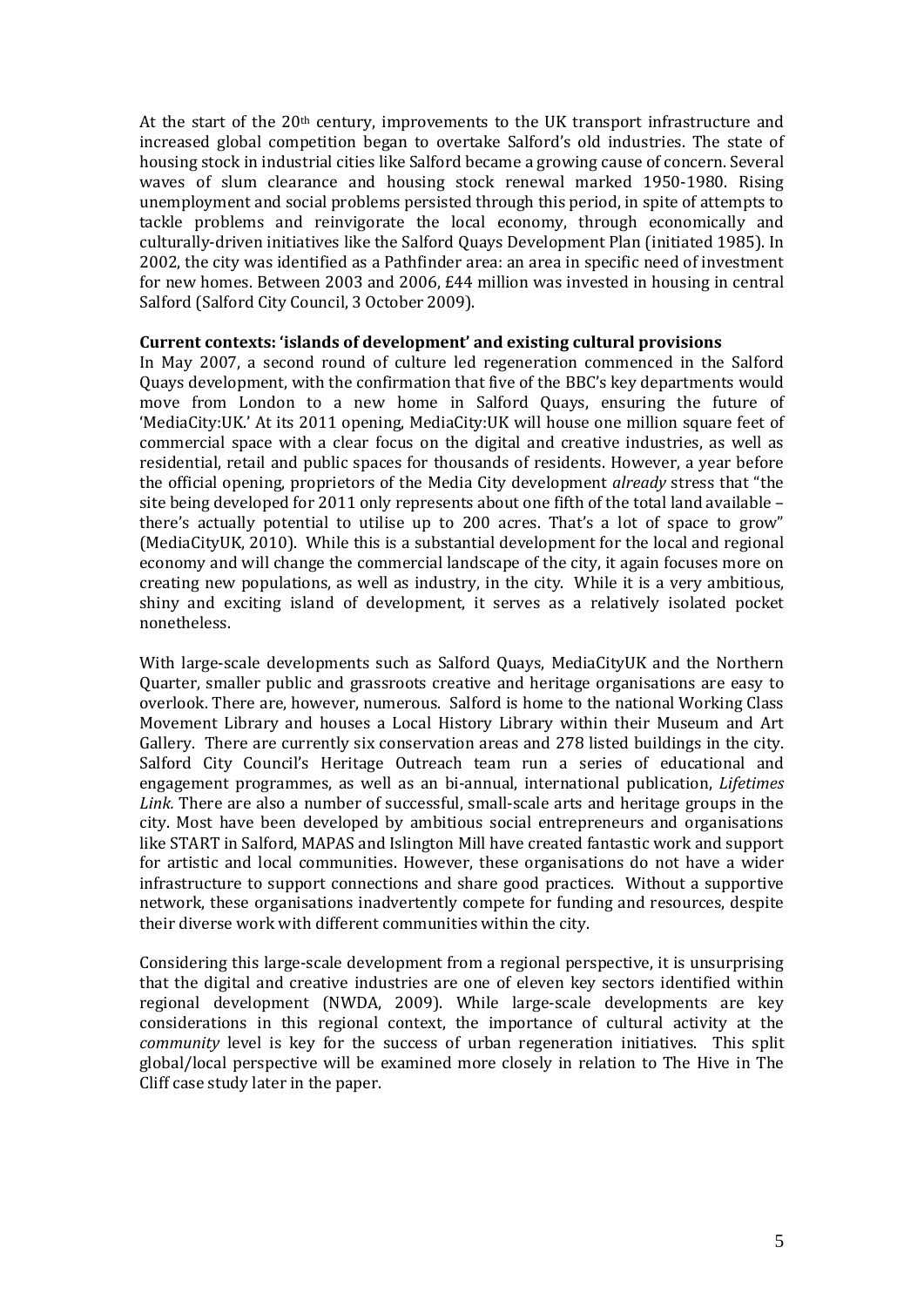At the start of the 20th century, improvements to the UK transport infrastructure and increased global competition began to overtake Salford's old industries. The state of housing stock in industrial cities like Salford became a growing cause of concern. Several waves of slum clearance and housing stock renewal marked 1950-1980. Rising unemployment and social problems persisted through this period, in spite of attempts to tackle problems and reinvigorate the local economy, through economically and culturally-driven initiatives like the Salford Quays Development Plan (initiated 1985). In 2002, the city was identified as a Pathfinder area: an area in specific need of investment for new homes. Between 2003 and 2006, £44 million was invested in housing in central Salford (Salford City Council, 3 October 2009).

**Current contexts: 'islands of development' and existing cultural provisions**

In May 2007, a second round of culture led regeneration commenced in the Salford Quays development, with the confirmation that five of the BBC's key departments would move from London to a new home in Salford Quays, ensuring the future of 'MediaCity:UK.' At its 2011 opening, MediaCity:UK will house one million square feet of commercial space with a clear focus on the digital and creative industries, as well as residential, retail and public spaces for thousands of residents. However, a year before the official opening, proprietors of the Media City development *already* stress that "the site being developed for 2011 only represents about one fifth of the total land available – there's actually potential to utilise up to 200 acres. That's a lot of space to grow" (MediaCityUK, 2010). While this is a substantial development for the local and regional economy and will change the commercial landscape of the city, it again focuses more on creating new populations, as well as industry, in the city. While it is a very ambitious, shiny and exciting island of development, it serves as a relatively isolated pocket nonetheless.

With large-scale developments such as Salford Quays, MediaCityUK and the Northern Quarter, smaller public and grassroots creative and heritage organisations are easy to overlook. There are, however, numerous. Salford is home to the national Working Class Movement Library and houses a Local History Library within their Museum and Art Gallery. There are currently six conservation areas and 278 listed buildings in the city. Salford City Council's Heritage Outreach team run a series of educational and engagement programmes, as well as an bi-annual, international publication, *Lifetimes Link.* There are also a number of successful, small-scale arts and heritage groups in the city. Most have been developed by ambitious social entrepreneurs and organisations like START in Salford, MAPAS and Islington Mill have created fantastic work and support for artistic and local communities. However, these organisations do not have a wider infrastructure to support connections and share good practices. Without a supportive network, these organisations inadvertently compete for funding and resources, despite their diverse work with different communities within the city.

Considering this large-scale development from a regional perspective, it is unsurprising that the digital and creative industries are one of eleven key sectors identified within regional development (NWDA, 2009). While large-scale developments are key considerations in this regional context, the importance of cultural activity at the *community* level is key for the success of urban regeneration initiatives. This split global/local perspective will be examined more closely in relation to The Hive in The Cliff case study later in the paper.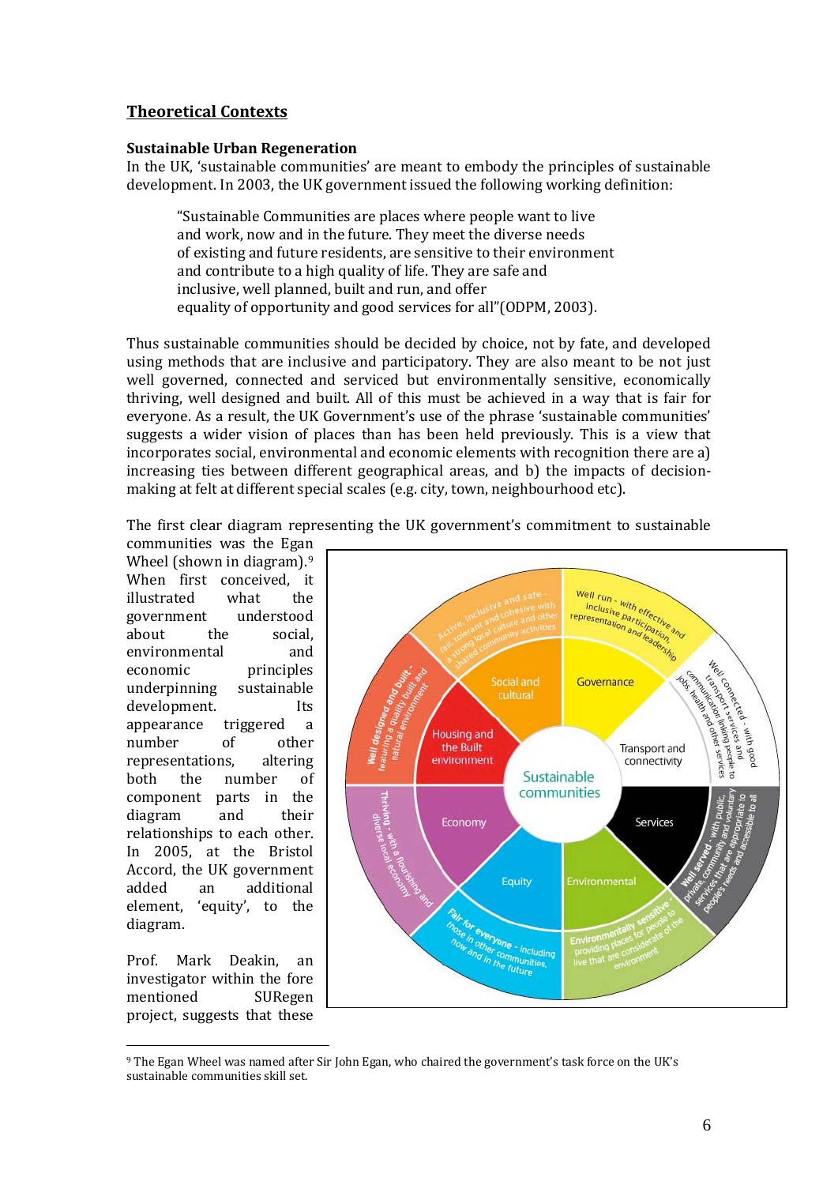## Theoretical Contexts

### Sustainable Urban Regeneration

In the UK, 'sustainable communities' are meant to embody the principles of sustainable development. In 2003, the UK government issued the following working definition:

> "Sustainable Communities are places where people want to live and work, now and in the future. They meet the diverse needs of existing and future residents, are sensitive to their environment and contribute to a high quality of life. They are safe and inclusive, well planned, built and run, and offer equality of opportunity and good services for all"(ODPM, 2003).

Thus sustainable communities should be decided by choice, not by fate, and developed using methods that are inclusive and participatory. They are also meant to be not just well governed, connected and serviced but environmentally sensitive, economically thriving, well designed and built. All of this must be achieved in a way that is fair for everyone. As a result, the UK Government's use of the phrase 'sustainable communities' suggests a wider vision of places than has been held previously. This is a view that incorporates social, environmental and economic elements with recognition there are a) increasing ties between different geographical areas, and b) the impacts of decision-making at felt at different special scales (e.g. city, town, neighbourhood etc).

The first clear diagram representing the UK government's commitment to sustainable communities was the Egan Wheel (shown in diagram).[9] When first conceived, it illustrated what the government understood about the social, environmental and economic principles underpinning sustainable development. Its appearance triggered a number of other representations, altering both the number of component parts in the diagram and their relationships to each other. In 2005, at the Bristol Accord, the UK government added an additional element, 'equity', to the diagram.

Prof. Mark Deakin, an investigator within the fore mentioned SURegen project, suggests that these

[9] The Egan Wheel was named after Sir John Egan, who chaired the government's task force on the UK's sustainable communities skill set.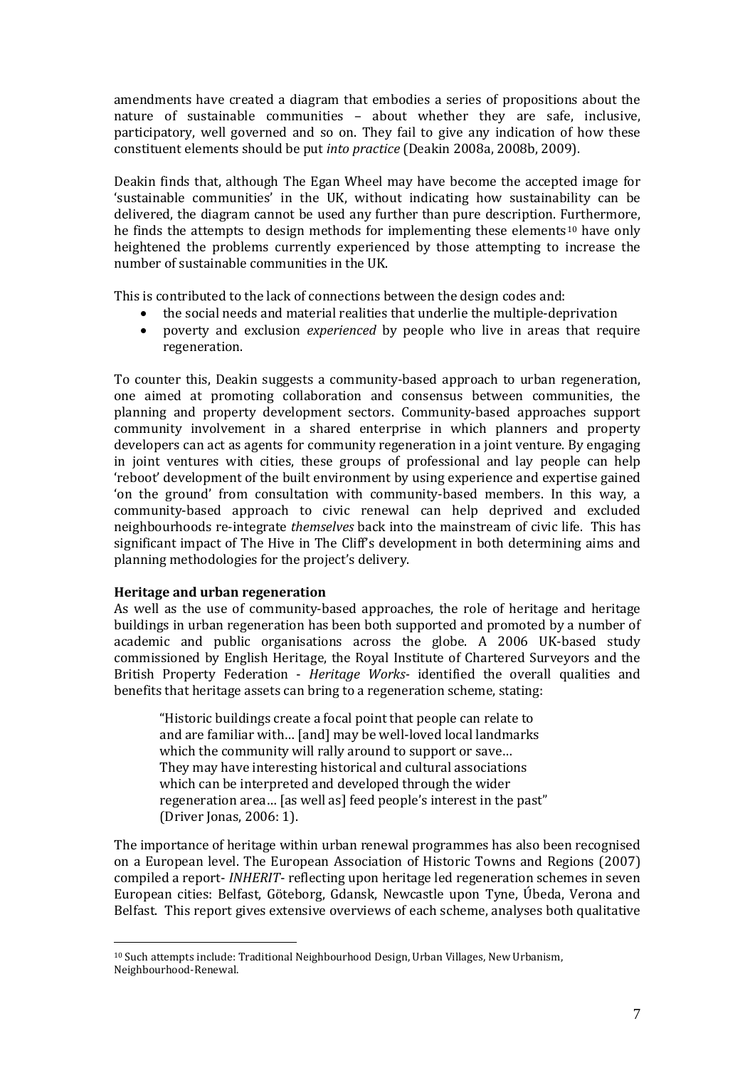amendments have created a diagram that embodies a series of propositions about the nature of sustainable communities – about whether they are safe, inclusive, participatory, well governed and so on. They fail to give any indication of how these constituent elements should be put *into practice* (Deakin 2008a, 2008b, 2009).

Deakin finds that, although The Egan Wheel may have become the accepted image for 'sustainable communities' in the UK, without indicating how sustainability can be delivered, the diagram cannot be used any further than pure description. Furthermore, he finds the attempts to design methods for implementing these elements[10] have only heightened the problems currently experienced by those attempting to increase the number of sustainable communities in the UK.

This is contributed to the lack of connections between the design codes and:

- the social needs and material realities that underlie the multiple-deprivation
- poverty and exclusion *experienced* by people who live in areas that require regeneration.

To counter this, Deakin suggests a community-based approach to urban regeneration, one aimed at promoting collaboration and consensus between communities, the planning and property development sectors. Community-based approaches support community involvement in a shared enterprise in which planners and property developers can act as agents for community regeneration in a joint venture. By engaging in joint ventures with cities, these groups of professional and lay people can help 'reboot' development of the built environment by using experience and expertise gained 'on the ground' from consultation with community-based members. In this way, a community-based approach to civic renewal can help deprived and excluded neighbourhoods re-integrate *themselves* back into the mainstream of civic life. This has significant impact of The Hive in The Cliff's development in both determining aims and planning methodologies for the project's delivery.

**Heritage and urban regeneration**

As well as the use of community-based approaches, the role of heritage and heritage buildings in urban regeneration has been both supported and promoted by a number of academic and public organisations across the globe. A 2006 UK-based study commissioned by English Heritage, the Royal Institute of Chartered Surveyors and the British Property Federation - *Heritage Works*- identified the overall qualities and benefits that heritage assets can bring to a regeneration scheme, stating:

> "Historic buildings create a focal point that people can relate to and are familiar with… [and] may be well-loved local landmarks which the community will rally around to support or save… They may have interesting historical and cultural associations which can be interpreted and developed through the wider regeneration area… [as well as] feed people's interest in the past" (Driver Jonas, 2006: 1).

The importance of heritage within urban renewal programmes has also been recognised on a European level. The European Association of Historic Towns and Regions (2007) compiled a report- *INHERIT*- reflecting upon heritage led regeneration schemes in seven European cities: Belfast, Göteborg, Gdansk, Newcastle upon Tyne, Úbeda, Verona and Belfast. This report gives extensive overviews of each scheme, analyses both qualitative

[10] Such attempts include: Traditional Neighbourhood Design, Urban Villages, New Urbanism, Neighbourhood-Renewal.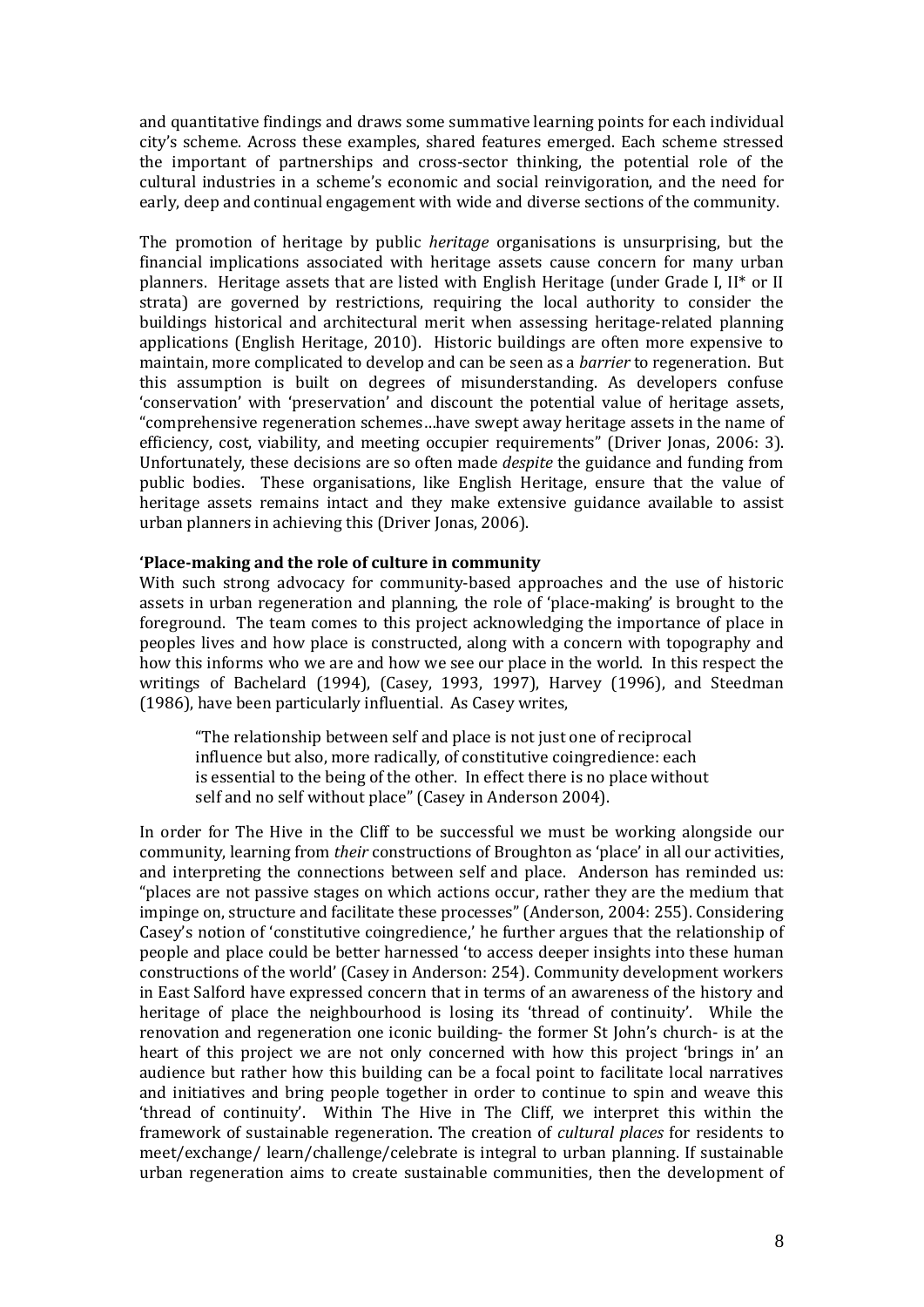and quantitative findings and draws some summative learning points for each individual city's scheme. Across these examples, shared features emerged. Each scheme stressed the important of partnerships and cross-sector thinking, the potential role of the cultural industries in a scheme's economic and social reinvigoration, and the need for early, deep and continual engagement with wide and diverse sections of the community.

The promotion of heritage by public *heritage* organisations is unsurprising, but the financial implications associated with heritage assets cause concern for many urban planners. Heritage assets that are listed with English Heritage (under Grade I, II* or II strata) are governed by restrictions, requiring the local authority to consider the buildings historical and architectural merit when assessing heritage-related planning applications (English Heritage, 2010). Historic buildings are often more expensive to maintain, more complicated to develop and can be seen as a *barrier* to regeneration. But this assumption is built on degrees of misunderstanding. As developers confuse 'conservation' with 'preservation' and discount the potential value of heritage assets, "comprehensive regeneration schemes…have swept away heritage assets in the name of efficiency, cost, viability, and meeting occupier requirements" (Driver Jonas, 2006: 3). Unfortunately, these decisions are so often made *despite* the guidance and funding from public bodies. These organisations, like English Heritage, ensure that the value of heritage assets remains intact and they make extensive guidance available to assist urban planners in achieving this (Driver Jonas, 2006).

**'Place-making and the role of culture in community**

With such strong advocacy for community-based approaches and the use of historic assets in urban regeneration and planning, the role of 'place-making' is brought to the foreground. The team comes to this project acknowledging the importance of place in peoples lives and how place is constructed, along with a concern with topography and how this informs who we are and how we see our place in the world. In this respect the writings of Bachelard (1994), (Casey, 1993, 1997), Harvey (1996), and Steedman (1986), have been particularly influential. As Casey writes,

> "The relationship between self and place is not just one of reciprocal influence but also, more radically, of constitutive coingredience: each is essential to the being of the other. In effect there is no place without self and no self without place" (Casey in Anderson 2004).

In order for The Hive in the Cliff to be successful we must be working alongside our community, learning from *their* constructions of Broughton as 'place' in all our activities, and interpreting the connections between self and place. Anderson has reminded us: "places are not passive stages on which actions occur, rather they are the medium that impinge on, structure and facilitate these processes" (Anderson, 2004: 255). Considering Casey's notion of 'constitutive coingredience,' he further argues that the relationship of people and place could be better harnessed 'to access deeper insights into these human constructions of the world' (Casey in Anderson: 254). Community development workers in East Salford have expressed concern that in terms of an awareness of the history and heritage of place the neighbourhood is losing its 'thread of continuity'. While the renovation and regeneration one iconic building- the former St John's church- is at the heart of this project we are not only concerned with how this project 'brings in' an audience but rather how this building can be a focal point to facilitate local narratives and initiatives and bring people together in order to continue to spin and weave this 'thread of continuity'. Within The Hive in The Cliff, we interpret this within the framework of sustainable regeneration. The creation of *cultural places* for residents to meet/exchange/ learn/challenge/celebrate is integral to urban planning. If sustainable urban regeneration aims to create sustainable communities, then the development of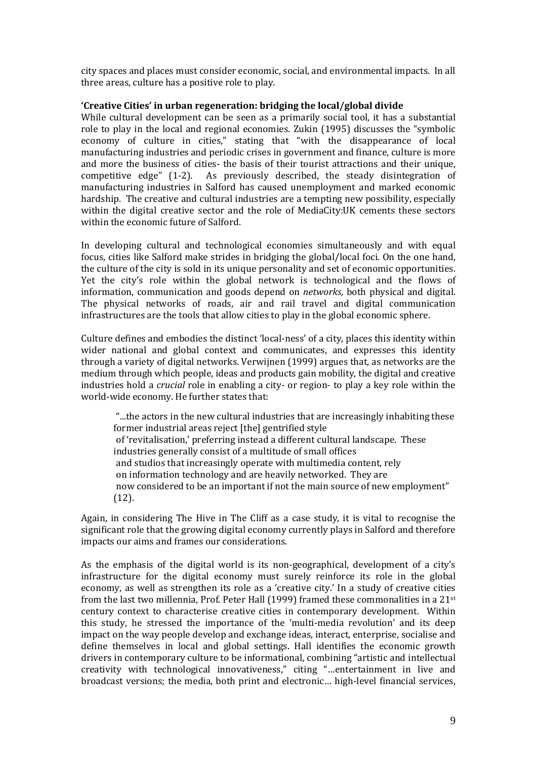city spaces and places must consider economic, social, and environmental impacts. In all three areas, culture has a positive role to play.

**'Creative Cities' in urban regeneration: bridging the local/global divide**

While cultural development can be seen as a primarily social tool, it has a substantial role to play in the local and regional economies. Zukin (1995) discusses the "symbolic economy of culture in cities," stating that "with the disappearance of local manufacturing industries and periodic crises in government and finance, culture is more and more the business of cities- the basis of their tourist attractions and their unique, competitive edge" (1-2). As previously described, the steady disintegration of manufacturing industries in Salford has caused unemployment and marked economic hardship. The creative and cultural industries are a tempting new possibility, especially within the digital creative sector and the role of MediaCity:UK cements these sectors within the economic future of Salford.

In developing cultural and technological economies simultaneously and with equal focus, cities like Salford make strides in bridging the global/local foci. On the one hand, the culture of the city is sold in its unique personality and set of economic opportunities. Yet the city's role within the global network is technological and the flows of information, communication and goods depend on *networks*, both physical and digital. The physical networks of roads, air and rail travel and digital communication infrastructures are the tools that allow cities to play in the global economic sphere.

Culture defines and embodies the distinct 'local-ness' of a city, places this identity within wider national and global context and communicates, and expresses this identity through a variety of digital networks. Verwijnen (1999) argues that, as networks are the medium through which people, ideas and products gain mobility, the digital and creative industries hold a *crucial* role in enabling a city- or region- to play a key role within the world-wide economy. He further states that:

> "...the actors in the new cultural industries that are increasingly inhabiting these former industrial areas reject [the] gentrified style of 'revitalisation,' preferring instead a different cultural landscape. These industries generally consist of a multitude of small offices and studios that increasingly operate with multimedia content, rely on information technology and are heavily networked. They are now considered to be an important if not the main source of new employment" (12).

Again, in considering The Hive in The Cliff as a case study, it is vital to recognise the significant role that the growing digital economy currently plays in Salford and therefore impacts our aims and frames our considerations.

As the emphasis of the digital world is its non-geographical, development of a city's infrastructure for the digital economy must surely reinforce its role in the global economy, as well as strengthen its role as a 'creative city.' In a study of creative cities from the last two millennia, Prof. Peter Hall (1999) framed these commonalities in a 21st century context to characterise creative cities in contemporary development. Within this study, he stressed the importance of the 'multi-media revolution' and its deep impact on the way people develop and exchange ideas, interact, enterprise, socialise and define themselves in local and global settings. Hall identifies the economic growth drivers in contemporary culture to be informational, combining "artistic and intellectual creativity with technological innovativeness," citing "…entertainment in live and broadcast versions; the media, both print and electronic… high-level financial services,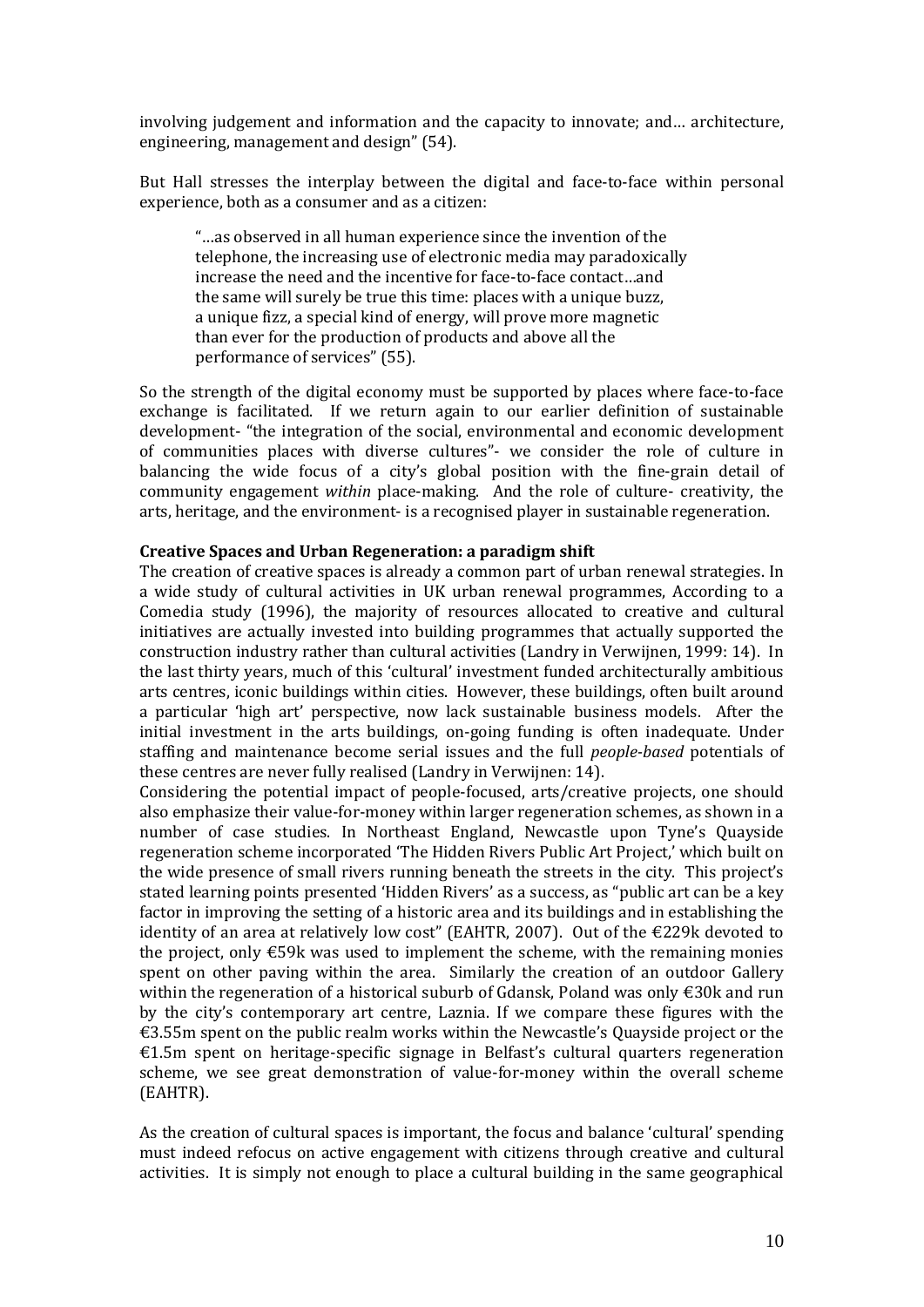involving judgement and information and the capacity to innovate; and… architecture, engineering, management and design" (54).

But Hall stresses the interplay between the digital and face-to-face within personal experience, both as a consumer and as a citizen:

> "…as observed in all human experience since the invention of the telephone, the increasing use of electronic media may paradoxically increase the need and the incentive for face-to-face contact…and the same will surely be true this time: places with a unique buzz, a unique fizz, a special kind of energy, will prove more magnetic than ever for the production of products and above all the performance of services" (55).

So the strength of the digital economy must be supported by places where face-to-face exchange is facilitated. If we return again to our earlier definition of sustainable development- "the integration of the social, environmental and economic development of communities places with diverse cultures"- we consider the role of culture in balancing the wide focus of a city's global position with the fine-grain detail of community engagement *within* place-making. And the role of culture- creativity, the arts, heritage, and the environment- is a recognised player in sustainable regeneration.

**Creative Spaces and Urban Regeneration: a paradigm shift**

The creation of creative spaces is already a common part of urban renewal strategies. In a wide study of cultural activities in UK urban renewal programmes, According to a Comedia study (1996), the majority of resources allocated to creative and cultural initiatives are actually invested into building programmes that actually supported the construction industry rather than cultural activities (Landry in Verwijnen, 1999: 14). In the last thirty years, much of this 'cultural' investment funded architecturally ambitious arts centres, iconic buildings within cities. However, these buildings, often built around a particular 'high art' perspective, now lack sustainable business models. After the initial investment in the arts buildings, on-going funding is often inadequate. Under staffing and maintenance become serial issues and the full *people-based* potentials of these centres are never fully realised (Landry in Verwijnen: 14).

Considering the potential impact of people-focused, arts/creative projects, one should also emphasize their value-for-money within larger regeneration schemes, as shown in a number of case studies. In Northeast England, Newcastle upon Tyne's Quayside regeneration scheme incorporated 'The Hidden Rivers Public Art Project,' which built on the wide presence of small rivers running beneath the streets in the city. This project's stated learning points presented 'Hidden Rivers' as a success, as "public art can be a key factor in improving the setting of a historic area and its buildings and in establishing the identity of an area at relatively low cost" (EAHTR, 2007). Out of the €229k devoted to the project, only €59k was used to implement the scheme, with the remaining monies spent on other paving within the area. Similarly the creation of an outdoor Gallery within the regeneration of a historical suburb of Gdansk, Poland was only €30k and run by the city's contemporary art centre, Laznia. If we compare these figures with the €3.55m spent on the public realm works within the Newcastle's Quayside project or the €1.5m spent on heritage-specific signage in Belfast's cultural quarters regeneration scheme, we see great demonstration of value-for-money within the overall scheme (EAHTR).

As the creation of cultural spaces is important, the focus and balance 'cultural' spending must indeed refocus on active engagement with citizens through creative and cultural activities. It is simply not enough to place a cultural building in the same geographical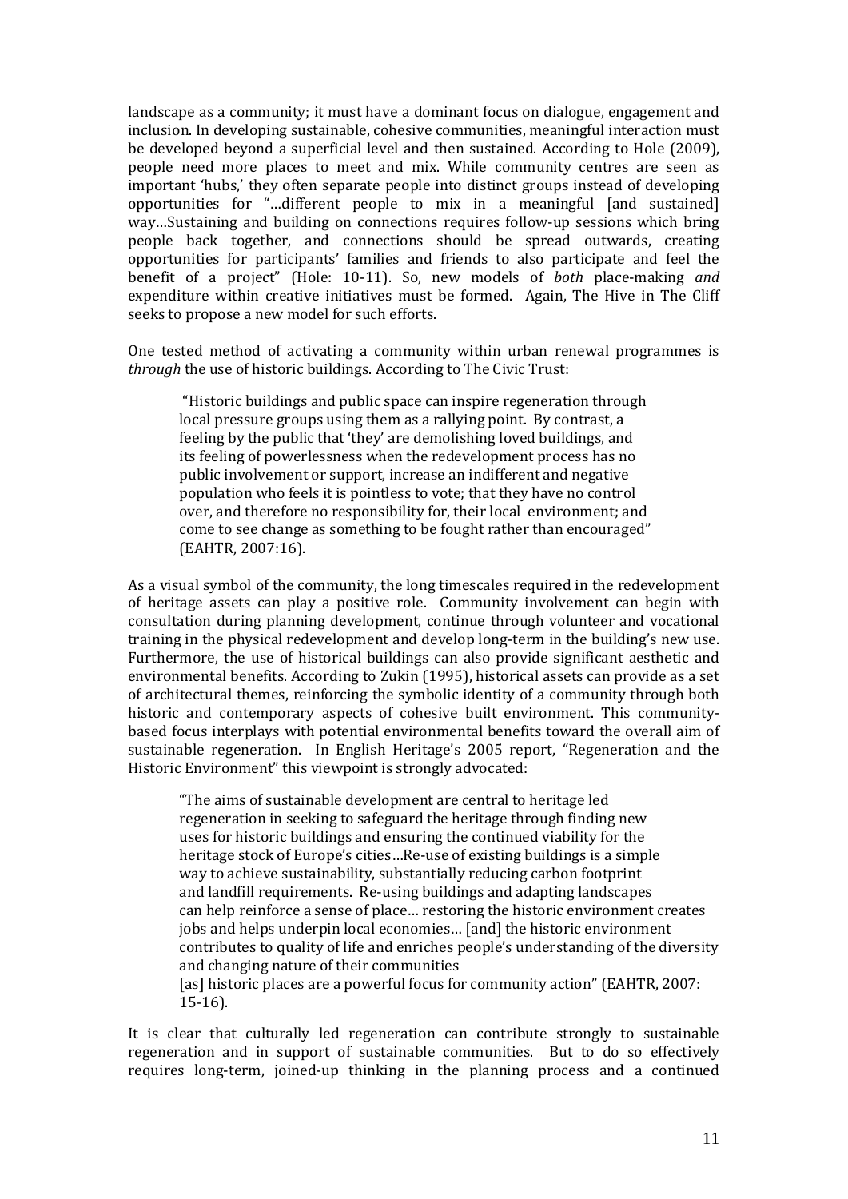landscape as a community; it must have a dominant focus on dialogue, engagement and inclusion. In developing sustainable, cohesive communities, meaningful interaction must be developed beyond a superficial level and then sustained. According to Hole (2009), people need more places to meet and mix. While community centres are seen as important 'hubs,' they often separate people into distinct groups instead of developing opportunities for "…different people to mix in a meaningful [and sustained] way…Sustaining and building on connections requires follow-up sessions which bring people back together, and connections should be spread outwards, creating opportunities for participants' families and friends to also participate and feel the benefit of a project" (Hole: 10-11). So, new models of *both* place-making *and* expenditure within creative initiatives must be formed. Again, The Hive in The Cliff seeks to propose a new model for such efforts.

One tested method of activating a community within urban renewal programmes is *through* the use of historic buildings. According to The Civic Trust:

> "Historic buildings and public space can inspire regeneration through local pressure groups using them as a rallying point. By contrast, a feeling by the public that 'they' are demolishing loved buildings, and its feeling of powerlessness when the redevelopment process has no public involvement or support, increase an indifferent and negative population who feels it is pointless to vote; that they have no control over, and therefore no responsibility for, their local environment; and come to see change as something to be fought rather than encouraged" (EAHTR, 2007:16).

As a visual symbol of the community, the long timescales required in the redevelopment of heritage assets can play a positive role. Community involvement can begin with consultation during planning development, continue through volunteer and vocational training in the physical redevelopment and develop long-term in the building's new use. Furthermore, the use of historical buildings can also provide significant aesthetic and environmental benefits. According to Zukin (1995), historical assets can provide as a set of architectural themes, reinforcing the symbolic identity of a community through both historic and contemporary aspects of cohesive built environment. This community-based focus interplays with potential environmental benefits toward the overall aim of sustainable regeneration. In English Heritage's 2005 report, "Regeneration and the Historic Environment" this viewpoint is strongly advocated:

> "The aims of sustainable development are central to heritage led regeneration in seeking to safeguard the heritage through finding new uses for historic buildings and ensuring the continued viability for the heritage stock of Europe's cities…Re-use of existing buildings is a simple way to achieve sustainability, substantially reducing carbon footprint and landfill requirements. Re-using buildings and adapting landscapes can help reinforce a sense of place… restoring the historic environment creates jobs and helps underpin local economies… [and] the historic environment contributes to quality of life and enriches people's understanding of the diversity and changing nature of their communities
> [as] historic places are a powerful focus for community action" (EAHTR, 2007: 15-16).

It is clear that culturally led regeneration can contribute strongly to sustainable regeneration and in support of sustainable communities. But to do so effectively requires long-term, joined-up thinking in the planning process and a continued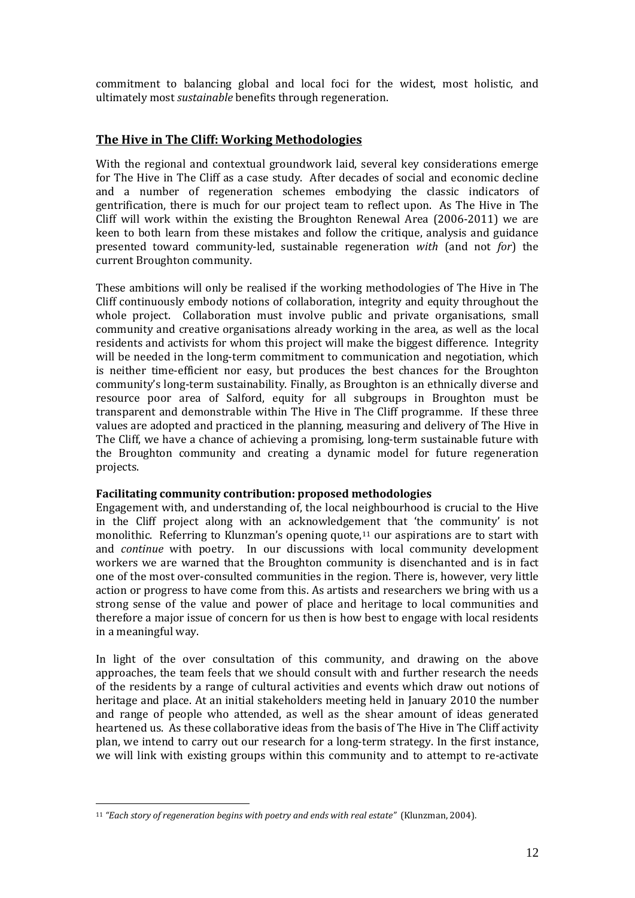commitment to balancing global and local foci for the widest, most holistic, and ultimately most *sustainable* benefits through regeneration.

## The Hive in The Cliff: Working Methodologies

With the regional and contextual groundwork laid, several key considerations emerge for The Hive in The Cliff as a case study. After decades of social and economic decline and a number of regeneration schemes embodying the classic indicators of gentrification, there is much for our project team to reflect upon. As The Hive in The Cliff will work within the existing the Broughton Renewal Area (2006-2011) we are keen to both learn from these mistakes and follow the critique, analysis and guidance presented toward community-led, sustainable regeneration *with* (and not *for*) the current Broughton community.

These ambitions will only be realised if the working methodologies of The Hive in The Cliff continuously embody notions of collaboration, integrity and equity throughout the whole project. Collaboration must involve public and private organisations, small community and creative organisations already working in the area, as well as the local residents and activists for whom this project will make the biggest difference. Integrity will be needed in the long-term commitment to communication and negotiation, which is neither time-efficient nor easy, but produces the best chances for the Broughton community's long-term sustainability. Finally, as Broughton is an ethnically diverse and resource poor area of Salford, equity for all subgroups in Broughton must be transparent and demonstrable within The Hive in The Cliff programme. If these three values are adopted and practiced in the planning, measuring and delivery of The Hive in The Cliff, we have a chance of achieving a promising, long-term sustainable future with the Broughton community and creating a dynamic model for future regeneration projects.

### Facilitating community contribution: proposed methodologies

Engagement with, and understanding of, the local neighbourhood is crucial to the Hive in the Cliff project along with an acknowledgement that 'the community' is not monolithic. Referring to Klunzman's opening quote,[11] our aspirations are to start with and *continue* with poetry. In our discussions with local community development workers we are warned that the Broughton community is disenchanted and is in fact one of the most over-consulted communities in the region. There is, however, very little action or progress to have come from this. As artists and researchers we bring with us a strong sense of the value and power of place and heritage to local communities and therefore a major issue of concern for us then is how best to engage with local residents in a meaningful way.

In light of the over consultation of this community, and drawing on the above approaches, the team feels that we should consult with and further research the needs of the residents by a range of cultural activities and events which draw out notions of heritage and place. At an initial stakeholders meeting held in January 2010 the number and range of people who attended, as well as the shear amount of ideas generated heartened us. As these collaborative ideas from the basis of The Hive in The Cliff activity plan, we intend to carry out our research for a long-term strategy. In the first instance, we will link with existing groups within this community and to attempt to re-activate

---

[11] *"Each story of regeneration begins with poetry and ends with real estate"* (Klunzman, 2004).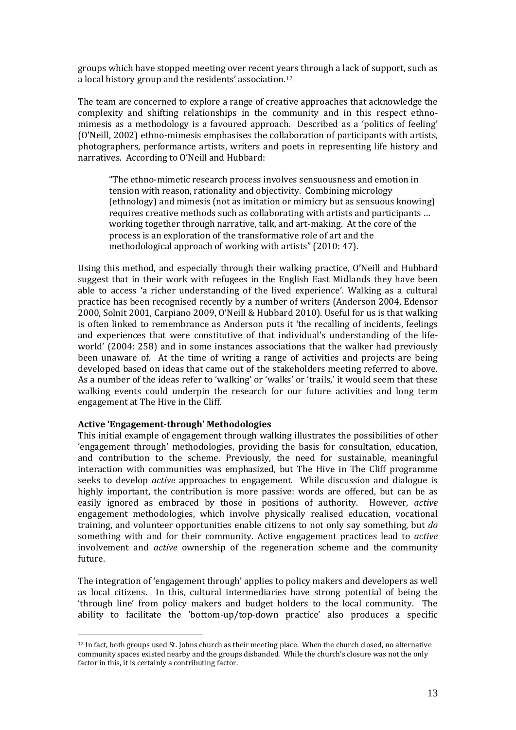groups which have stopped meeting over recent years through a lack of support, such as a local history group and the residents' association.[12]

The team are concerned to explore a range of creative approaches that acknowledge the complexity and shifting relationships in the community and in this respect ethno-mimesis as a methodology is a favoured approach. Described as a 'politics of feeling' (O'Neill, 2002) ethno-mimesis emphasises the collaboration of participants with artists, photographers, performance artists, writers and poets in representing life history and narratives. According to O'Neill and Hubbard:

> "The ethno-mimetic research process involves sensuousness and emotion in tension with reason, rationality and objectivity. Combining micrology (ethnology) and mimesis (not as imitation or mimicry but as sensuous knowing) requires creative methods such as collaborating with artists and participants … working together through narrative, talk, and art-making. At the core of the process is an exploration of the transformative role of art and the methodological approach of working with artists" (2010: 47).

Using this method, and especially through their walking practice, O'Neill and Hubbard suggest that in their work with refugees in the English East Midlands they have been able to access 'a richer understanding of the lived experience'. Walking as a cultural practice has been recognised recently by a number of writers (Anderson 2004, Edensor 2000, Solnit 2001, Carpiano 2009, O'Neill & Hubbard 2010). Useful for us is that walking is often linked to remembrance as Anderson puts it 'the recalling of incidents, feelings and experiences that were constitutive of that individual's understanding of the life-world' (2004: 258) and in some instances associations that the walker had previously been unaware of. At the time of writing a range of activities and projects are being developed based on ideas that came out of the stakeholders meeting referred to above. As a number of the ideas refer to 'walking' or 'walks' or 'trails,' it would seem that these walking events could underpin the research for our future activities and long term engagement at The Hive in the Cliff.

**Active 'Engagement-through' Methodologies**

This initial example of engagement through walking illustrates the possibilities of other 'engagement through' methodologies, providing the basis for consultation, education, and contribution to the scheme. Previously, the need for sustainable, meaningful interaction with communities was emphasized, but The Hive in The Cliff programme seeks to develop *active* approaches to engagement. While discussion and dialogue is highly important, the contribution is more passive: words are offered, but can be as easily ignored as embraced by those in positions of authority. However, *active* engagement methodologies, which involve physically realised education, vocational training, and volunteer opportunities enable citizens to not only say something, but *do* something with and for their community. Active engagement practices lead to *active* involvement and *active* ownership of the regeneration scheme and the community future.

The integration of 'engagement through' applies to policy makers and developers as well as local citizens. In this, cultural intermediaries have strong potential of being the 'through line' from policy makers and budget holders to the local community. The ability to facilitate the 'bottom-up/top-down practice' also produces a specific

[12] In fact, both groups used St. Johns church as their meeting place. When the church closed, no alternative community spaces existed nearby and the groups disbanded. While the church's closure was not the only factor in this, it is certainly a contributing factor.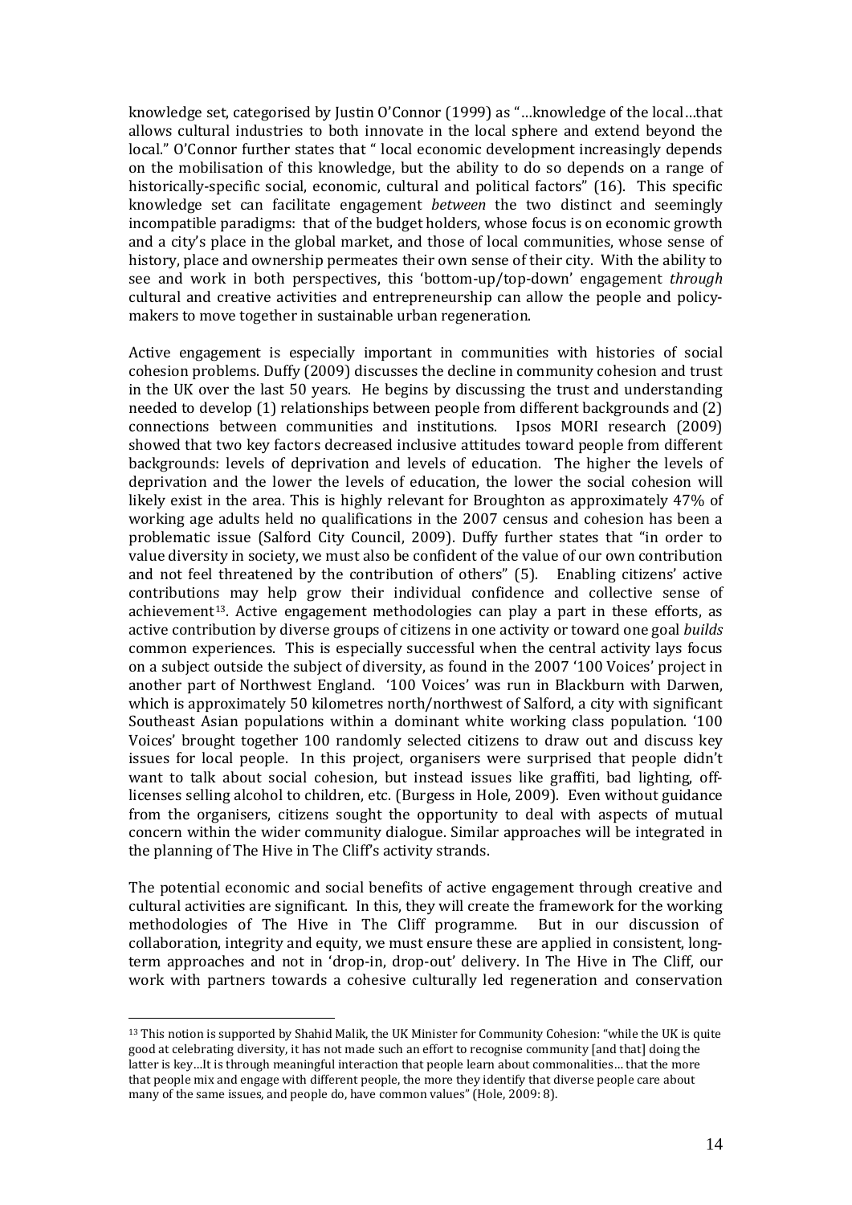knowledge set, categorised by Justin O'Connor (1999) as "…knowledge of the local…that allows cultural industries to both innovate in the local sphere and extend beyond the local." O'Connor further states that " local economic development increasingly depends on the mobilisation of this knowledge, but the ability to do so depends on a range of historically-specific social, economic, cultural and political factors" (16). This specific knowledge set can facilitate engagement *between* the two distinct and seemingly incompatible paradigms: that of the budget holders, whose focus is on economic growth and a city's place in the global market, and those of local communities, whose sense of history, place and ownership permeates their own sense of their city. With the ability to see and work in both perspectives, this 'bottom-up/top-down' engagement *through* cultural and creative activities and entrepreneurship can allow the people and policy-makers to move together in sustainable urban regeneration.

Active engagement is especially important in communities with histories of social cohesion problems. Duffy (2009) discusses the decline in community cohesion and trust in the UK over the last 50 years. He begins by discussing the trust and understanding needed to develop (1) relationships between people from different backgrounds and (2) connections between communities and institutions. Ipsos MORI research (2009) showed that two key factors decreased inclusive attitudes toward people from different backgrounds: levels of deprivation and levels of education. The higher the levels of deprivation and the lower the levels of education, the lower the social cohesion will likely exist in the area. This is highly relevant for Broughton as approximately 47% of working age adults held no qualifications in the 2007 census and cohesion has been a problematic issue (Salford City Council, 2009). Duffy further states that "in order to value diversity in society, we must also be confident of the value of our own contribution and not feel threatened by the contribution of others" (5). Enabling citizens' active contributions may help grow their individual confidence and collective sense of achievement[13]. Active engagement methodologies can play a part in these efforts, as active contribution by diverse groups of citizens in one activity or toward one goal *builds* common experiences. This is especially successful when the central activity lays focus on a subject outside the subject of diversity, as found in the 2007 '100 Voices' project in another part of Northwest England. '100 Voices' was run in Blackburn with Darwen, which is approximately 50 kilometres north/northwest of Salford, a city with significant Southeast Asian populations within a dominant white working class population. '100 Voices' brought together 100 randomly selected citizens to draw out and discuss key issues for local people. In this project, organisers were surprised that people didn't want to talk about social cohesion, but instead issues like graffiti, bad lighting, off-licenses selling alcohol to children, etc. (Burgess in Hole, 2009). Even without guidance from the organisers, citizens sought the opportunity to deal with aspects of mutual concern within the wider community dialogue. Similar approaches will be integrated in the planning of The Hive in The Cliff's activity strands.

The potential economic and social benefits of active engagement through creative and cultural activities are significant. In this, they will create the framework for the working methodologies of The Hive in The Cliff programme. But in our discussion of collaboration, integrity and equity, we must ensure these are applied in consistent, long-term approaches and not in 'drop-in, drop-out' delivery. In The Hive in The Cliff, our work with partners towards a cohesive culturally led regeneration and conservation

[13] This notion is supported by Shahid Malik, the UK Minister for Community Cohesion: "while the UK is quite good at celebrating diversity, it has not made such an effort to recognise community [and that] doing the latter is key…It is through meaningful interaction that people learn about commonalities… that the more that people mix and engage with different people, the more they identify that diverse people care about many of the same issues, and people do, have common values" (Hole, 2009: 8).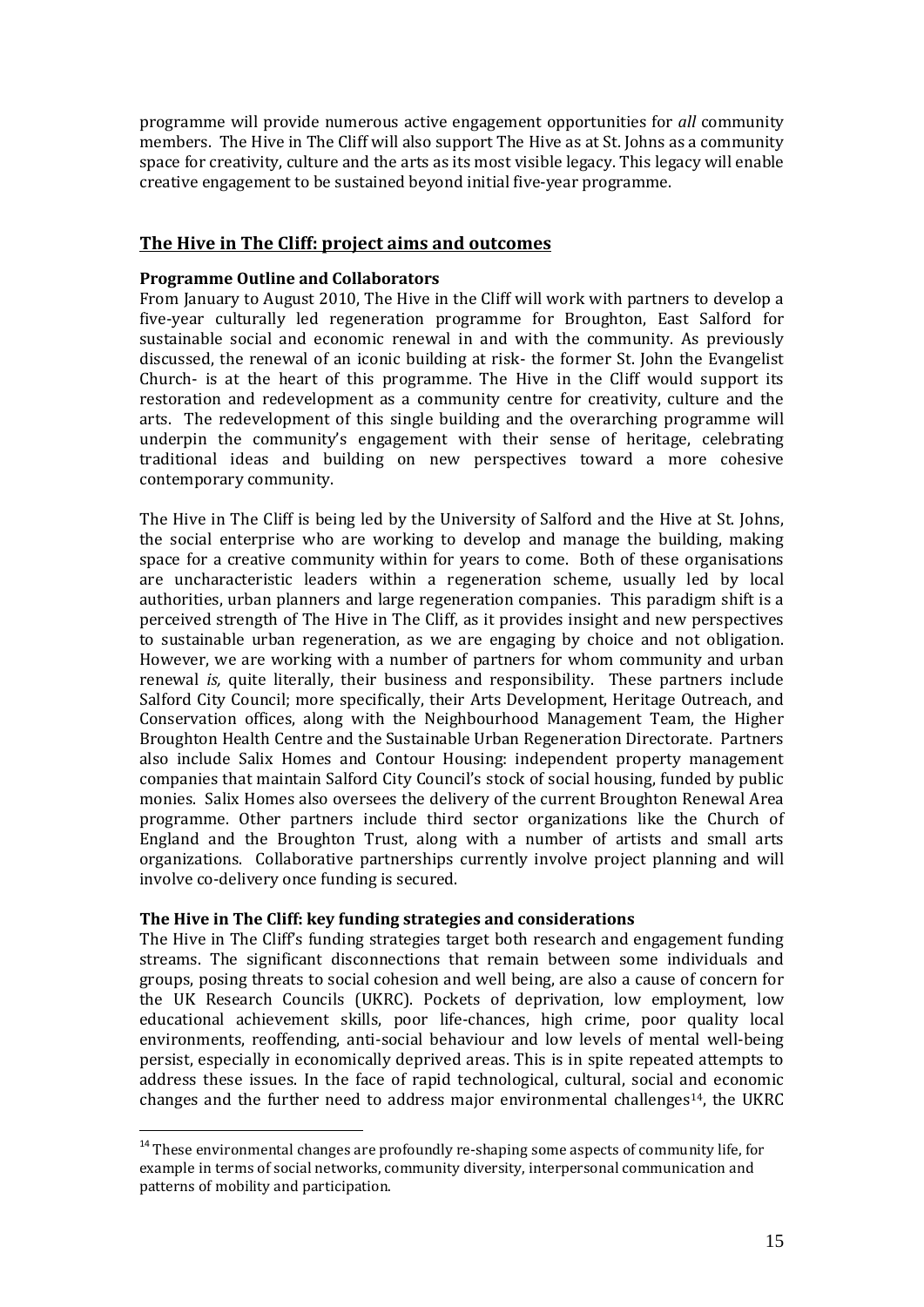programme will provide numerous active engagement opportunities for *all* community members. The Hive in The Cliff will also support The Hive as at St. Johns as a community space for creativity, culture and the arts as its most visible legacy. This legacy will enable creative engagement to be sustained beyond initial five-year programme.

## The Hive in The Cliff: project aims and outcomes

### Programme Outline and Collaborators

From January to August 2010, The Hive in the Cliff will work with partners to develop a five-year culturally led regeneration programme for Broughton, East Salford for sustainable social and economic renewal in and with the community. As previously discussed, the renewal of an iconic building at risk- the former St. John the Evangelist Church- is at the heart of this programme. The Hive in the Cliff would support its restoration and redevelopment as a community centre for creativity, culture and the arts. The redevelopment of this single building and the overarching programme will underpin the community's engagement with their sense of heritage, celebrating traditional ideas and building on new perspectives toward a more cohesive contemporary community.

The Hive in The Cliff is being led by the University of Salford and the Hive at St. Johns, the social enterprise who are working to develop and manage the building, making space for a creative community within for years to come. Both of these organisations are uncharacteristic leaders within a regeneration scheme, usually led by local authorities, urban planners and large regeneration companies. This paradigm shift is a perceived strength of The Hive in The Cliff, as it provides insight and new perspectives to sustainable urban regeneration, as we are engaging by choice and not obligation. However, we are working with a number of partners for whom community and urban renewal *is,* quite literally, their business and responsibility. These partners include Salford City Council; more specifically, their Arts Development, Heritage Outreach, and Conservation offices, along with the Neighbourhood Management Team, the Higher Broughton Health Centre and the Sustainable Urban Regeneration Directorate. Partners also include Salix Homes and Contour Housing: independent property management companies that maintain Salford City Council's stock of social housing, funded by public monies. Salix Homes also oversees the delivery of the current Broughton Renewal Area programme. Other partners include third sector organizations like the Church of England and the Broughton Trust, along with a number of artists and small arts organizations. Collaborative partnerships currently involve project planning and will involve co-delivery once funding is secured.

### The Hive in The Cliff: key funding strategies and considerations

The Hive in The Cliff's funding strategies target both research and engagement funding streams. The significant disconnections that remain between some individuals and groups, posing threats to social cohesion and well being, are also a cause of concern for the UK Research Councils (UKRC). Pockets of deprivation, low employment, low educational achievement skills, poor life-chances, high crime, poor quality local environments, reoffending, anti-social behaviour and low levels of mental well-being persist, especially in economically deprived areas. This is in spite repeated attempts to address these issues. In the face of rapid technological, cultural, social and economic changes and the further need to address major environmental challenges[14], the UKRC

[14] These environmental changes are profoundly re-shaping some aspects of community life, for example in terms of social networks, community diversity, interpersonal communication and patterns of mobility and participation.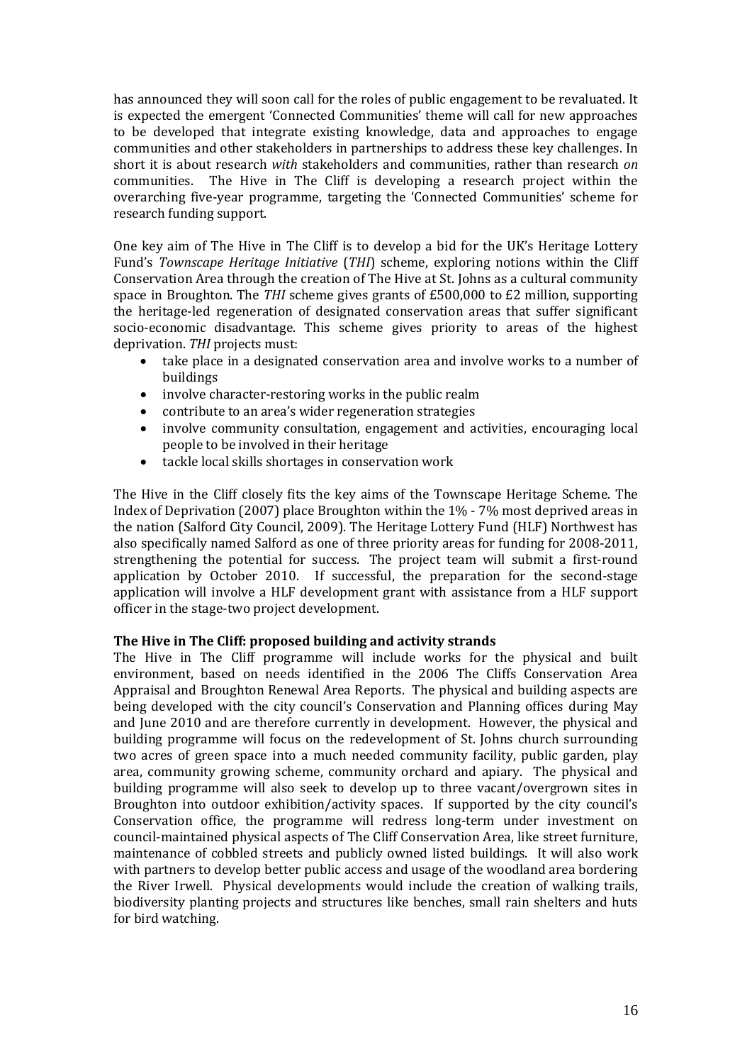has announced they will soon call for the roles of public engagement to be revaluated. It is expected the emergent 'Connected Communities' theme will call for new approaches to be developed that integrate existing knowledge, data and approaches to engage communities and other stakeholders in partnerships to address these key challenges. In short it is about research *with* stakeholders and communities, rather than research *on* communities. The Hive in The Cliff is developing a research project within the overarching five-year programme, targeting the 'Connected Communities' scheme for research funding support.

One key aim of The Hive in The Cliff is to develop a bid for the UK's Heritage Lottery Fund's *Townscape Heritage Initiative* (*THI*) scheme, exploring notions within the Cliff Conservation Area through the creation of The Hive at St. Johns as a cultural community space in Broughton. The *THI* scheme gives grants of £500,000 to £2 million, supporting the heritage-led regeneration of designated conservation areas that suffer significant socio-economic disadvantage. This scheme gives priority to areas of the highest deprivation. *THI* projects must:

- take place in a designated conservation area and involve works to a number of buildings
- involve character-restoring works in the public realm
- contribute to an area's wider regeneration strategies
- involve community consultation, engagement and activities, encouraging local people to be involved in their heritage
- tackle local skills shortages in conservation work

The Hive in the Cliff closely fits the key aims of the Townscape Heritage Scheme. The Index of Deprivation (2007) place Broughton within the 1% - 7% most deprived areas in the nation (Salford City Council, 2009). The Heritage Lottery Fund (HLF) Northwest has also specifically named Salford as one of three priority areas for funding for 2008-2011, strengthening the potential for success. The project team will submit a first-round application by October 2010. If successful, the preparation for the second-stage application will involve a HLF development grant with assistance from a HLF support officer in the stage-two project development.

**The Hive in The Cliff: proposed building and activity strands**

The Hive in The Cliff programme will include works for the physical and built environment, based on needs identified in the 2006 The Cliffs Conservation Area Appraisal and Broughton Renewal Area Reports. The physical and building aspects are being developed with the city council's Conservation and Planning offices during May and June 2010 and are therefore currently in development. However, the physical and building programme will focus on the redevelopment of St. Johns church surrounding two acres of green space into a much needed community facility, public garden, play area, community growing scheme, community orchard and apiary. The physical and building programme will also seek to develop up to three vacant/overgrown sites in Broughton into outdoor exhibition/activity spaces. If supported by the city council's Conservation office, the programme will redress long-term under investment on council-maintained physical aspects of The Cliff Conservation Area, like street furniture, maintenance of cobbled streets and publicly owned listed buildings. It will also work with partners to develop better public access and usage of the woodland area bordering the River Irwell. Physical developments would include the creation of walking trails, biodiversity planting projects and structures like benches, small rain shelters and huts for bird watching.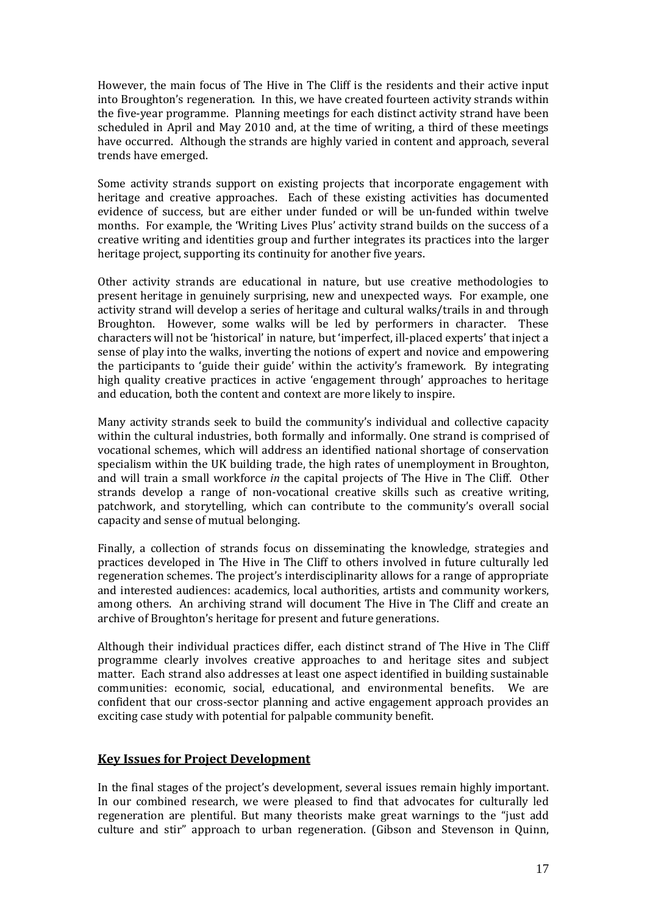However, the main focus of The Hive in The Cliff is the residents and their active input into Broughton's regeneration. In this, we have created fourteen activity strands within the five-year programme. Planning meetings for each distinct activity strand have been scheduled in April and May 2010 and, at the time of writing, a third of these meetings have occurred. Although the strands are highly varied in content and approach, several trends have emerged.

Some activity strands support on existing projects that incorporate engagement with heritage and creative approaches. Each of these existing activities has documented evidence of success, but are either under funded or will be un-funded within twelve months. For example, the 'Writing Lives Plus' activity strand builds on the success of a creative writing and identities group and further integrates its practices into the larger heritage project, supporting its continuity for another five years.

Other activity strands are educational in nature, but use creative methodologies to present heritage in genuinely surprising, new and unexpected ways. For example, one activity strand will develop a series of heritage and cultural walks/trails in and through Broughton. However, some walks will be led by performers in character. These characters will not be 'historical' in nature, but 'imperfect, ill-placed experts' that inject a sense of play into the walks, inverting the notions of expert and novice and empowering the participants to 'guide their guide' within the activity's framework. By integrating high quality creative practices in active 'engagement through' approaches to heritage and education, both the content and context are more likely to inspire.

Many activity strands seek to build the community's individual and collective capacity within the cultural industries, both formally and informally. One strand is comprised of vocational schemes, which will address an identified national shortage of conservation specialism within the UK building trade, the high rates of unemployment in Broughton, and will train a small workforce *in* the capital projects of The Hive in The Cliff. Other strands develop a range of non-vocational creative skills such as creative writing, patchwork, and storytelling, which can contribute to the community's overall social capacity and sense of mutual belonging.

Finally, a collection of strands focus on disseminating the knowledge, strategies and practices developed in The Hive in The Cliff to others involved in future culturally led regeneration schemes. The project's interdisciplinarity allows for a range of appropriate and interested audiences: academics, local authorities, artists and community workers, among others. An archiving strand will document The Hive in The Cliff and create an archive of Broughton's heritage for present and future generations.

Although their individual practices differ, each distinct strand of The Hive in The Cliff programme clearly involves creative approaches to and heritage sites and subject matter. Each strand also addresses at least one aspect identified in building sustainable communities: economic, social, educational, and environmental benefits. We are confident that our cross-sector planning and active engagement approach provides an exciting case study with potential for palpable community benefit.

## Key Issues for Project Development

In the final stages of the project's development, several issues remain highly important. In our combined research, we were pleased to find that advocates for culturally led regeneration are plentiful. But many theorists make great warnings to the "just add culture and stir" approach to urban regeneration. (Gibson and Stevenson in Quinn,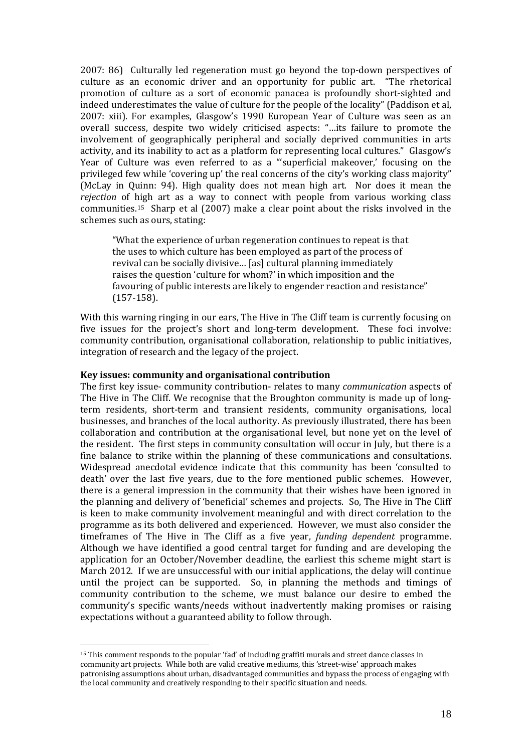2007: 86) Culturally led regeneration must go beyond the top-down perspectives of culture as an economic driver and an opportunity for public art. "The rhetorical promotion of culture as a sort of economic panacea is profoundly short-sighted and indeed underestimates the value of culture for the people of the locality" (Paddison et al, 2007: xiii). For examples, Glasgow's 1990 European Year of Culture was seen as an overall success, despite two widely criticised aspects: "…its failure to promote the involvement of geographically peripheral and socially deprived communities in arts activity, and its inability to act as a platform for representing local cultures." Glasgow's Year of Culture was even referred to as a "'superficial makeover,' focusing on the privileged few while 'covering up' the real concerns of the city's working class majority" (McLay in Quinn: 94). High quality does not mean high art. Nor does it mean the *rejection* of high art as a way to connect with people from various working class communities.[15] Sharp et al (2007) make a clear point about the risks involved in the schemes such as ours, stating:

> "What the experience of urban regeneration continues to repeat is that the uses to which culture has been employed as part of the process of revival can be socially divisive… [as] cultural planning immediately raises the question 'culture for whom?' in which imposition and the favouring of public interests are likely to engender reaction and resistance" (157-158).

With this warning ringing in our ears, The Hive in The Cliff team is currently focusing on five issues for the project's short and long-term development. These foci involve: community contribution, organisational collaboration, relationship to public initiatives, integration of research and the legacy of the project.

**Key issues: community and organisational contribution**

The first key issue- community contribution- relates to many *communication* aspects of The Hive in The Cliff. We recognise that the Broughton community is made up of long-term residents, short-term and transient residents, community organisations, local businesses, and branches of the local authority. As previously illustrated, there has been collaboration and contribution at the organisational level, but none yet on the level of the resident. The first steps in community consultation will occur in July, but there is a fine balance to strike within the planning of these communications and consultations. Widespread anecdotal evidence indicate that this community has been 'consulted to death' over the last five years, due to the fore mentioned public schemes. However, there is a general impression in the community that their wishes have been ignored in the planning and delivery of 'beneficial' schemes and projects. So, The Hive in The Cliff is keen to make community involvement meaningful and with direct correlation to the programme as its both delivered and experienced. However, we must also consider the timeframes of The Hive in The Cliff as a five year, *funding dependent* programme. Although we have identified a good central target for funding and are developing the application for an October/November deadline, the earliest this scheme might start is March 2012. If we are unsuccessful with our initial applications, the delay will continue until the project can be supported. So, in planning the methods and timings of community contribution to the scheme, we must balance our desire to embed the community's specific wants/needs without inadvertently making promises or raising expectations without a guaranteed ability to follow through.

[15] This comment responds to the popular 'fad' of including graffiti murals and street dance classes in community art projects. While both are valid creative mediums, this 'street-wise' approach makes patronising assumptions about urban, disadvantaged communities and bypass the process of engaging with the local community and creatively responding to their specific situation and needs.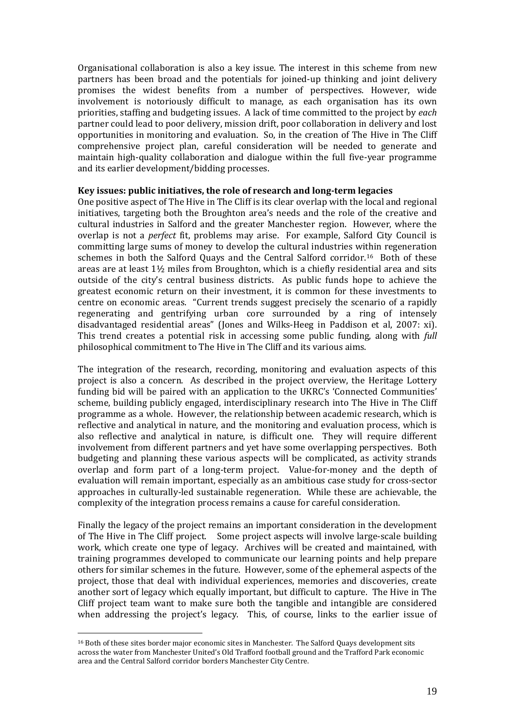Organisational collaboration is also a key issue. The interest in this scheme from new partners has been broad and the potentials for joined-up thinking and joint delivery promises the widest benefits from a number of perspectives. However, wide involvement is notoriously difficult to manage, as each organisation has its own priorities, staffing and budgeting issues. A lack of time committed to the project by *each* partner could lead to poor delivery, mission drift, poor collaboration in delivery and lost opportunities in monitoring and evaluation. So, in the creation of The Hive in The Cliff comprehensive project plan, careful consideration will be needed to generate and maintain high-quality collaboration and dialogue within the full five-year programme and its earlier development/bidding processes.

**Key issues: public initiatives, the role of research and long-term legacies**

One positive aspect of The Hive in The Cliff is its clear overlap with the local and regional initiatives, targeting both the Broughton area's needs and the role of the creative and cultural industries in Salford and the greater Manchester region. However, where the overlap is not a *perfect* fit, problems may arise. For example, Salford City Council is committing large sums of money to develop the cultural industries within regeneration schemes in both the Salford Quays and the Central Salford corridor.[16] Both of these areas are at least 1½ miles from Broughton, which is a chiefly residential area and sits outside of the city's central business districts. As public funds hope to achieve the greatest economic return on their investment, it is common for these investments to centre on economic areas. "Current trends suggest precisely the scenario of a rapidly regenerating and gentrifying urban core surrounded by a ring of intensely disadvantaged residential areas" (Jones and Wilks-Heeg in Paddison et al, 2007: xi). This trend creates a potential risk in accessing some public funding, along with *full* philosophical commitment to The Hive in The Cliff and its various aims.

The integration of the research, recording, monitoring and evaluation aspects of this project is also a concern. As described in the project overview, the Heritage Lottery funding bid will be paired with an application to the UKRC's 'Connected Communities' scheme, building publicly engaged, interdisciplinary research into The Hive in The Cliff programme as a whole. However, the relationship between academic research, which is reflective and analytical in nature, and the monitoring and evaluation process, which is also reflective and analytical in nature, is difficult one. They will require different involvement from different partners and yet have some overlapping perspectives. Both budgeting and planning these various aspects will be complicated, as activity strands overlap and form part of a long-term project. Value-for-money and the depth of evaluation will remain important, especially as an ambitious case study for cross-sector approaches in culturally-led sustainable regeneration. While these are achievable, the complexity of the integration process remains a cause for careful consideration.

Finally the legacy of the project remains an important consideration in the development of The Hive in The Cliff project. Some project aspects will involve large-scale building work, which create one type of legacy. Archives will be created and maintained, with training programmes developed to communicate our learning points and help prepare others for similar schemes in the future. However, some of the ephemeral aspects of the project, those that deal with individual experiences, memories and discoveries, create another sort of legacy which equally important, but difficult to capture. The Hive in The Cliff project team want to make sure both the tangible and intangible are considered when addressing the project's legacy. This, of course, links to the earlier issue of

---

[16] Both of these sites border major economic sites in Manchester. The Salford Quays development sits across the water from Manchester United's Old Trafford football ground and the Trafford Park economic area and the Central Salford corridor borders Manchester City Centre.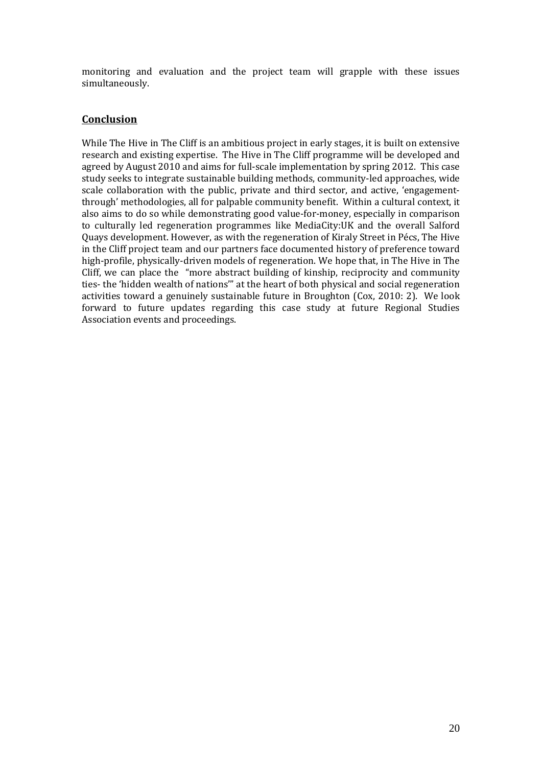monitoring and evaluation and the project team will grapple with these issues simultaneously.

## Conclusion

While The Hive in The Cliff is an ambitious project in early stages, it is built on extensive research and existing expertise. The Hive in The Cliff programme will be developed and agreed by August 2010 and aims for full-scale implementation by spring 2012. This case study seeks to integrate sustainable building methods, community-led approaches, wide scale collaboration with the public, private and third sector, and active, 'engagement-through' methodologies, all for palpable community benefit. Within a cultural context, it also aims to do so while demonstrating good value-for-money, especially in comparison to culturally led regeneration programmes like MediaCity:UK and the overall Salford Quays development. However, as with the regeneration of Kiraly Street in Pécs, The Hive in the Cliff project team and our partners face documented history of preference toward high-profile, physically-driven models of regeneration. We hope that, in The Hive in The Cliff, we can place the "more abstract building of kinship, reciprocity and community ties- the 'hidden wealth of nations'" at the heart of both physical and social regeneration activities toward a genuinely sustainable future in Broughton (Cox, 2010: 2). We look forward to future updates regarding this case study at future Regional Studies Association events and proceedings.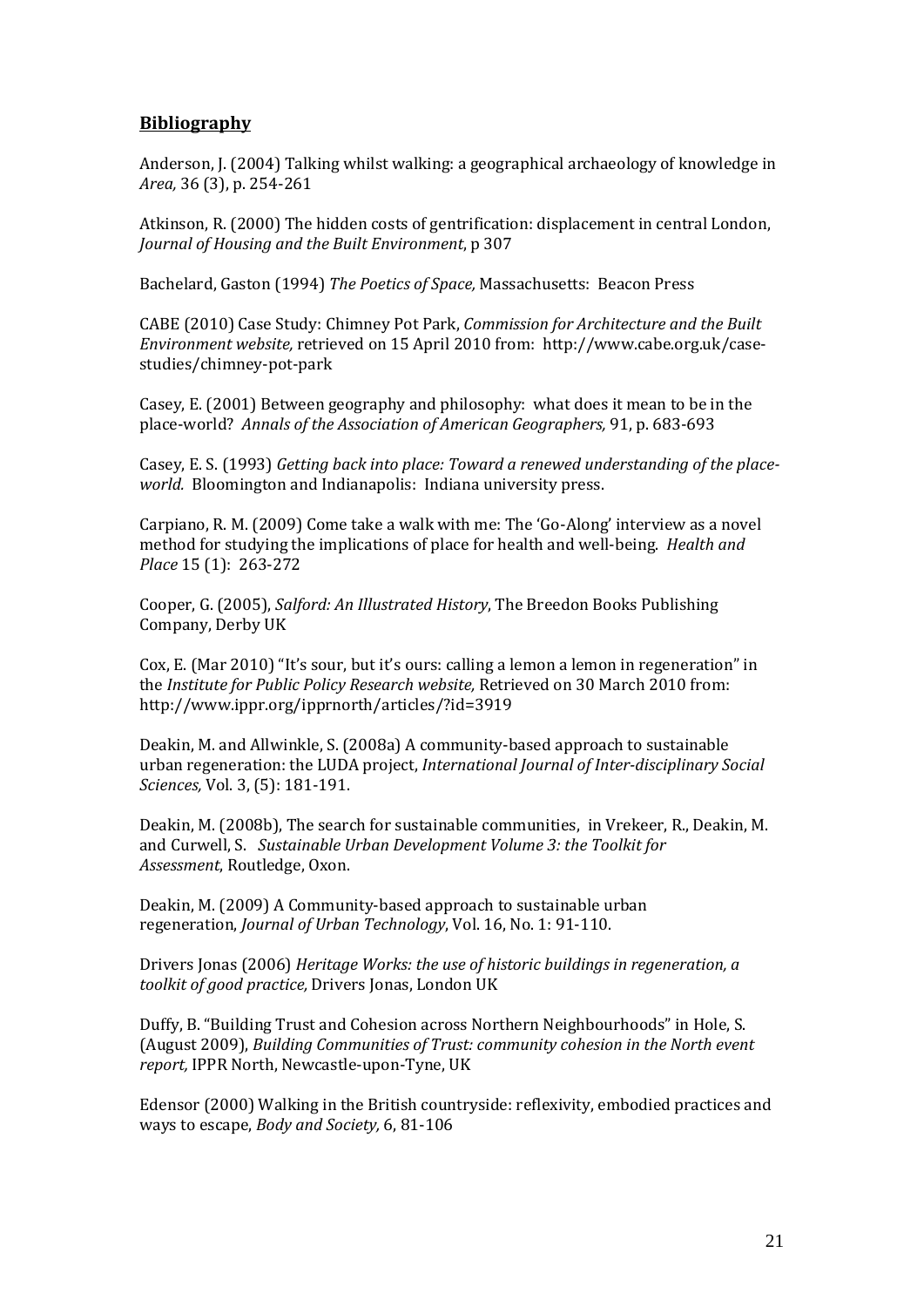## **Bibliography**

Anderson, J. (2004) Talking whilst walking: a geographical archaeology of knowledge in *Area,* 36 (3), p. 254-261

Atkinson, R. (2000) The hidden costs of gentrification: displacement in central London, *Journal of Housing and the Built Environment*, p 307

Bachelard, Gaston (1994) *The Poetics of Space,* Massachusetts: Beacon Press

CABE (2010) Case Study: Chimney Pot Park, *Commission for Architecture and the Built Environment website,* retrieved on 15 April 2010 from: http://www.cabe.org.uk/case-studies/chimney-pot-park

Casey, E. (2001) Between geography and philosophy: what does it mean to be in the place-world? *Annals of the Association of American Geographers,* 91, p. 683-693

Casey, E. S. (1993) *Getting back into place: Toward a renewed understanding of the place-world.* Bloomington and Indianapolis: Indiana university press.

Carpiano, R. M. (2009) Come take a walk with me: The 'Go-Along' interview as a novel method for studying the implications of place for health and well-being. *Health and Place* 15 (1): 263-272

Cooper, G. (2005), *Salford: An Illustrated History*, The Breedon Books Publishing Company, Derby UK

Cox, E. (Mar 2010) "It's sour, but it's ours: calling a lemon a lemon in regeneration" in the *Institute for Public Policy Research website,* Retrieved on 30 March 2010 from: http://www.ippr.org/ipprnorth/articles/?id=3919

Deakin, M. and Allwinkle, S. (2008a) A community-based approach to sustainable urban regeneration: the LUDA project, *International Journal of Inter-disciplinary Social Sciences,* Vol. 3, (5): 181-191.

Deakin, M. (2008b), The search for sustainable communities, in Vrekeer, R., Deakin, M. and Curwell, S. *Sustainable Urban Development Volume 3: the Toolkit for Assessment*, Routledge, Oxon.

Deakin, M. (2009) A Community-based approach to sustainable urban regeneration, *Journal of Urban Technology*, Vol. 16, No. 1: 91-110.

Drivers Jonas (2006) *Heritage Works: the use of historic buildings in regeneration, a toolkit of good practice,* Drivers Jonas, London UK

Duffy, B. "Building Trust and Cohesion across Northern Neighbourhoods" in Hole, S. (August 2009), *Building Communities of Trust: community cohesion in the North event report,* IPPR North, Newcastle-upon-Tyne, UK

Edensor (2000) Walking in the British countryside: reflexivity, embodied practices and ways to escape, *Body and Society,* 6, 81-106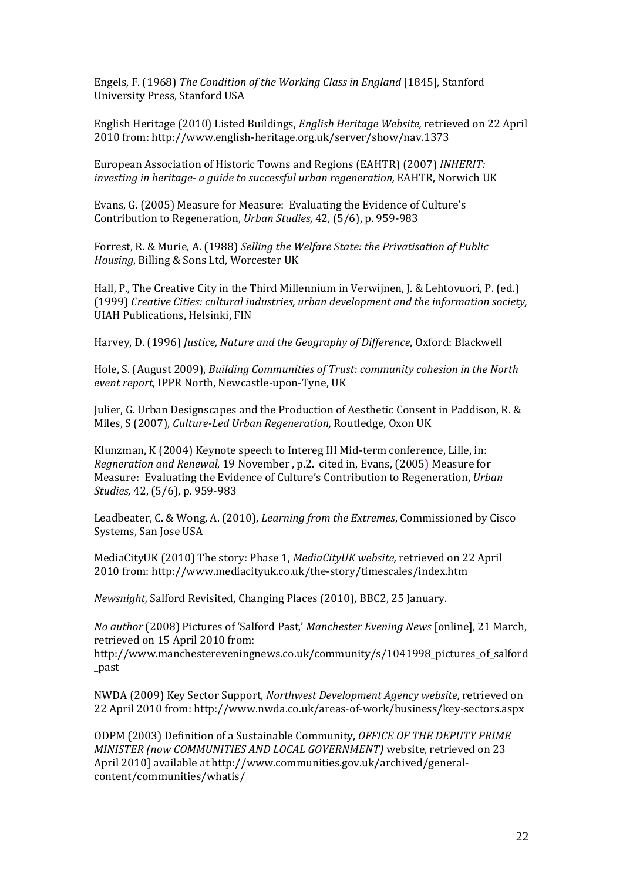Engels, F. (1968) *The Condition of the Working Class in England* [1845], Stanford University Press, Stanford USA

English Heritage (2010) Listed Buildings, *English Heritage Website,* retrieved on 22 April 2010 from: http://www.english-heritage.org.uk/server/show/nav.1373

European Association of Historic Towns and Regions (EAHTR) (2007) *INHERIT: investing in heritage- a guide to successful urban regeneration,* EAHTR, Norwich UK

Evans, G. (2005) Measure for Measure: Evaluating the Evidence of Culture's Contribution to Regeneration, *Urban Studies,* 42, (5/6), p. 959-983

Forrest, R. & Murie, A. (1988) *Selling the Welfare State: the Privatisation of Public Housing*, Billing & Sons Ltd, Worcester UK

Hall, P., The Creative City in the Third Millennium in Verwijnen, J. & Lehtovuori, P. (ed.) (1999) *Creative Cities: cultural industries, urban development and the information society,* UIAH Publications, Helsinki, FIN

Harvey, D. (1996) *Justice, Nature and the Geography of Difference*, Oxford: Blackwell

Hole, S. (August 2009), *Building Communities of Trust: community cohesion in the North event report,* IPPR North, Newcastle-upon-Tyne, UK

Julier, G. Urban Designscapes and the Production of Aesthetic Consent in Paddison, R. & Miles, S (2007), *Culture-Led Urban Regeneration,* Routledge, Oxon UK

Klunzman, K (2004) Keynote speech to Intereg III Mid-term conference, Lille, in: *Regneration and Renewal*, 19 November , p.2. cited in, Evans, (2005) Measure for Measure: Evaluating the Evidence of Culture's Contribution to Regeneration, *Urban Studies,* 42, (5/6), p. 959-983

Leadbeater, C. & Wong, A. (2010), *Learning from the Extremes*, Commissioned by Cisco Systems, San Jose USA

MediaCityUK (2010) The story: Phase 1, *MediaCityUK website,* retrieved on 22 April 2010 from: http://www.mediacityuk.co.uk/the-story/timescales/index.htm

*Newsnight,* Salford Revisited, Changing Places (2010), BBC2, 25 January.

*No author* (2008) Pictures of 'Salford Past,' *Manchester Evening News* [online], 21 March, retrieved on 15 April 2010 from: http://www.manchestereveningnews.co.uk/community/s/1041998_pictures_of_salford_past

NWDA (2009) Key Sector Support, *Northwest Development Agency website,* retrieved on 22 April 2010 from: http://www.nwda.co.uk/areas-of-work/business/key-sectors.aspx

ODPM (2003) Definition of a Sustainable Community, *OFFICE OF THE DEPUTY PRIME MINISTER (now COMMUNITIES AND LOCAL GOVERNMENT)* website, retrieved on 23 April 2010] available at http://www.communities.gov.uk/archived/general-content/communities/whatis/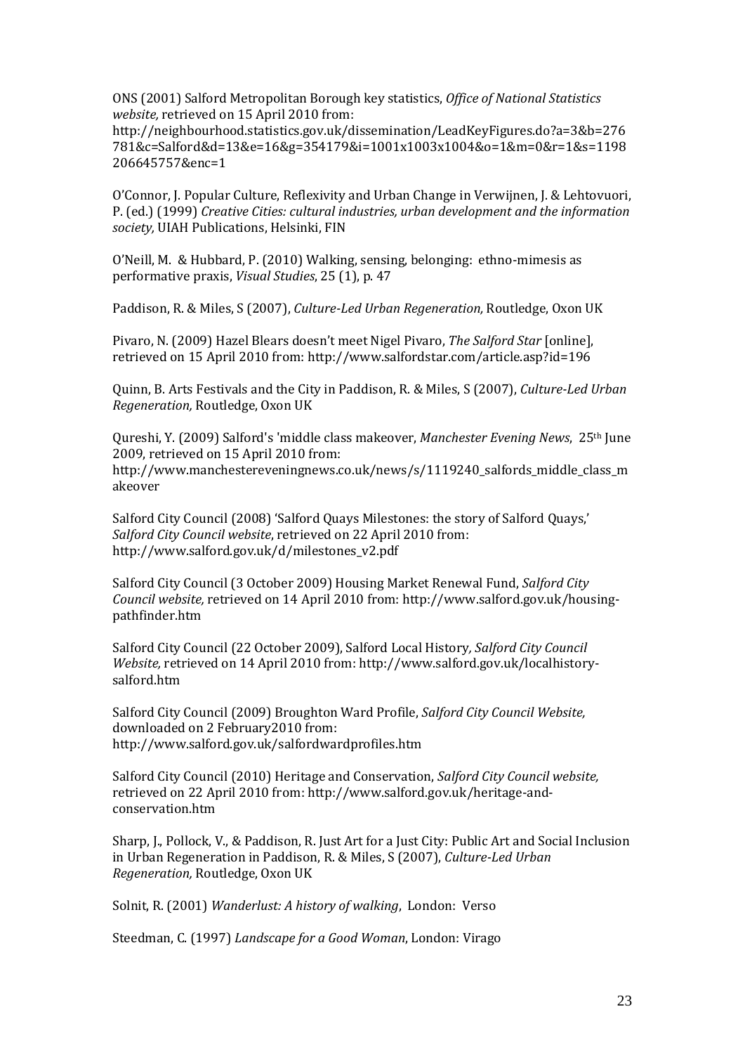ONS (2001) Salford Metropolitan Borough key statistics, *Office of National Statistics website,* retrieved on 15 April 2010 from: http://neighbourhood.statistics.gov.uk/dissemination/LeadKeyFigures.do?a=3&b=276781&c=Salford&d=13&e=16&g=354179&i=1001x1003x1004&o=1&m=0&r=1&s=1198206645757&enc=1

O'Connor, J. Popular Culture, Reflexivity and Urban Change in Verwijnen, J. & Lehtovuori, P. (ed.) (1999) *Creative Cities: cultural industries, urban development and the information society,* UIAH Publications, Helsinki, FIN

O'Neill, M. & Hubbard, P. (2010) Walking, sensing, belonging: ethno-mimesis as performative praxis, *Visual Studies*, 25 (1), p. 47

Paddison, R. & Miles, S (2007), *Culture-Led Urban Regeneration,* Routledge, Oxon UK

Pivaro, N. (2009) Hazel Blears doesn't meet Nigel Pivaro, *The Salford Star* [online], retrieved on 15 April 2010 from: http://www.salfordstar.com/article.asp?id=196

Quinn, B. Arts Festivals and the City in Paddison, R. & Miles, S (2007), *Culture-Led Urban Regeneration,* Routledge, Oxon UK

Qureshi, Y. (2009) Salford's 'middle class makeover, *Manchester Evening News*, 25th June 2009, retrieved on 15 April 2010 from: http://www.manchestereveningnews.co.uk/news/s/1119240_salfords_middle_class_makeover

Salford City Council (2008) 'Salford Quays Milestones: the story of Salford Quays,' *Salford City Council website*, retrieved on 22 April 2010 from: http://www.salford.gov.uk/d/milestones_v2.pdf

Salford City Council (3 October 2009) Housing Market Renewal Fund, *Salford City Council website,* retrieved on 14 April 2010 from: http://www.salford.gov.uk/housing-pathfinder.htm

Salford City Council (22 October 2009), Salford Local History*, Salford City Council Website,* retrieved on 14 April 2010 from: http://www.salford.gov.uk/localhistory-salford.htm

Salford City Council (2009) Broughton Ward Profile, *Salford City Council Website,* downloaded on 2 February2010 from: http://www.salford.gov.uk/salfordwardprofiles.htm

Salford City Council (2010) Heritage and Conservation, *Salford City Council website,* retrieved on 22 April 2010 from: http://www.salford.gov.uk/heritage-and-conservation.htm

Sharp, J., Pollock, V., & Paddison, R. Just Art for a Just City: Public Art and Social Inclusion in Urban Regeneration in Paddison, R. & Miles, S (2007), *Culture-Led Urban Regeneration,* Routledge, Oxon UK

Solnit, R. (2001) *Wanderlust: A history of walking*, London: Verso

Steedman, C. (1997) *Landscape for a Good Woman*, London: Virago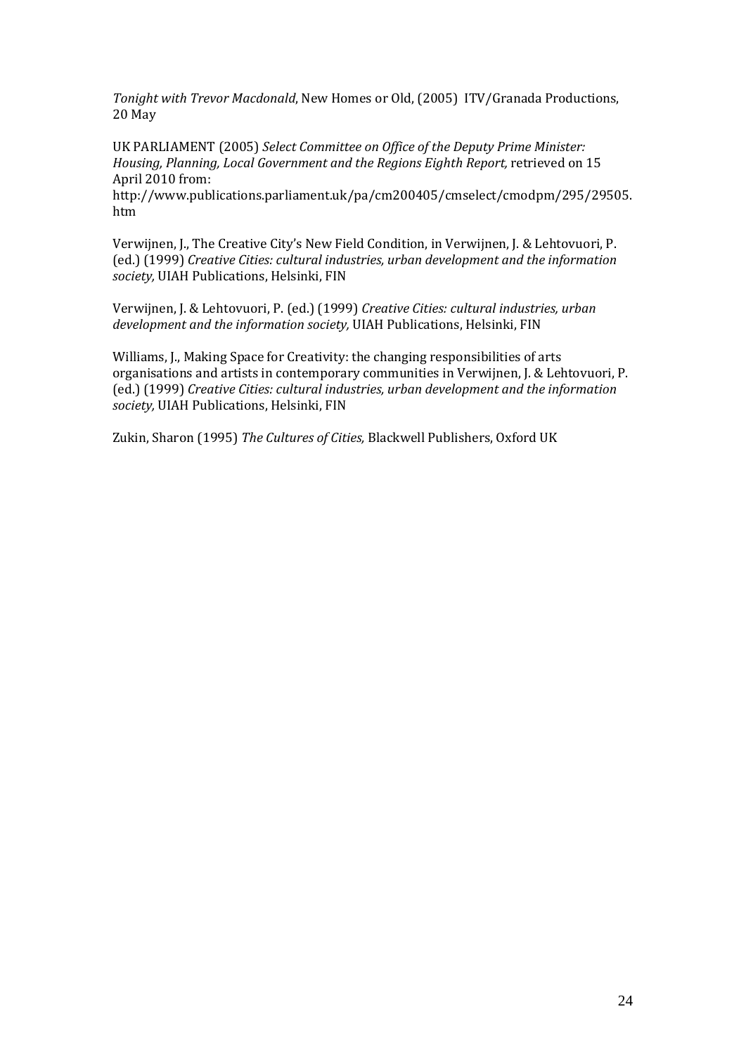*Tonight with Trevor Macdonald*, New Homes or Old, (2005) ITV/Granada Productions, 20 May

UK PARLIAMENT (2005) *Select Committee on Office of the Deputy Prime Minister: Housing, Planning, Local Government and the Regions Eighth Report,* retrieved on 15 April 2010 from: http://www.publications.parliament.uk/pa/cm200405/cmselect/cmodpm/295/29505.htm

Verwijnen, J., The Creative City's New Field Condition, in Verwijnen, J. & Lehtovuori, P. (ed.) (1999) *Creative Cities: cultural industries, urban development and the information society,* UIAH Publications, Helsinki, FIN

Verwijnen, J. & Lehtovuori, P. (ed.) (1999) *Creative Cities: cultural industries, urban development and the information society,* UIAH Publications, Helsinki, FIN

Williams, J., Making Space for Creativity: the changing responsibilities of arts organisations and artists in contemporary communities in Verwijnen, J. & Lehtovuori, P. (ed.) (1999) *Creative Cities: cultural industries, urban development and the information society,* UIAH Publications, Helsinki, FIN

Zukin, Sharon (1995) *The Cultures of Cities,* Blackwell Publishers, Oxford UK